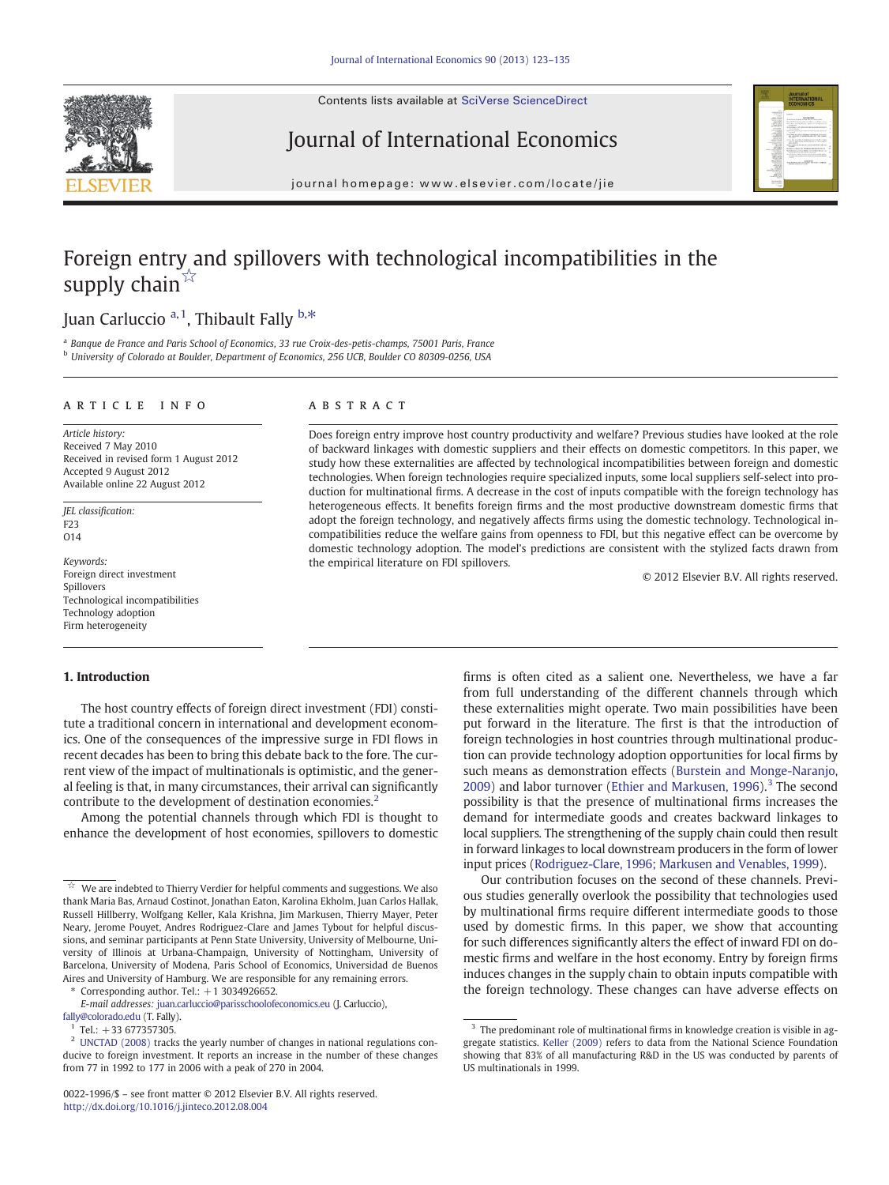Contents lists available at SciVerse ScienceDirect

# Journal of International Economics

journal homepage: www.elsevier.com/locate/jie

# Foreign entry and spillovers with technological incompatibilities in the supply chain[☆]

Juan Carluccio [a,1], Thibault Fally [b,*]

[a] Banque de France and Paris School of Economics, 33 rue Croix-des-petits-champs, 75001 Paris, France

[b] University of Colorado at Boulder, Department of Economics, 256 UCB, Boulder CO 80309-0256, USA

## ARTICLE INFO

*Article history:*
Received 7 May 2010
Received in revised form 1 August 2012
Accepted 9 August 2012
Available online 22 August 2012

*JEL classification:*
F23
O14

*Keywords:*
Foreign direct investment
Spillovers
Technological incompatibilities
Technology adoption
Firm heterogeneity

## ABSTRACT

Does foreign entry improve host country productivity and welfare? Previous studies have looked at the role of backward linkages with domestic suppliers and their effects on domestic competitors. In this paper, we study how these externalities are affected by technological incompatibilities between foreign and domestic technologies. When foreign technologies require specialized inputs, some local suppliers self-select into production for multinational firms. A decrease in the cost of inputs compatible with the foreign technology has heterogeneous effects. It benefits foreign firms and the most productive downstream domestic firms that adopt the foreign technology, and negatively affects firms using the domestic technology. Technological incompatibilities reduce the welfare gains from openness to FDI, but this negative effect can be overcome by domestic technology adoption. The model's predictions are consistent with the stylized facts drawn from the empirical literature on FDI spillovers.

© 2012 Elsevier B.V. All rights reserved.

## 1. Introduction

The host country effects of foreign direct investment (FDI) constitute a traditional concern in international and development economics. One of the consequences of the impressive surge in FDI flows in recent decades has been to bring this debate back to the fore. The current view of the impact of multinationals is optimistic, and the general feeling is that, in many circumstances, their arrival can significantly contribute to the development of destination economies.[2]

Among the potential channels through which FDI is thought to enhance the development of host economies, spillovers to domestic firms is often cited as a salient one. Nevertheless, we have a far from full understanding of the different channels through which these externalities might operate. Two main possibilities have been put forward in the literature. The first is that the introduction of foreign technologies in host countries through multinational production can provide technology adoption opportunities for local firms by such means as demonstration effects (Burstein and Monge-Naranjo, 2009) and labor turnover (Ethier and Markusen, 1996).[3] The second possibility is that the presence of multinational firms increases the demand for intermediate goods and creates backward linkages to local suppliers. The strengthening of the supply chain could then result in forward linkages to local downstream producers in the form of lower input prices (Rodriguez-Clare, 1996; Markusen and Venables, 1999).

Our contribution focuses on the second of these channels. Previous studies generally overlook the possibility that technologies used by multinational firms require different intermediate goods to those used by domestic firms. In this paper, we show that accounting for such differences significantly alters the effect of inward FDI on domestic firms and welfare in the host economy. Entry by foreign firms induces changes in the supply chain to obtain inputs compatible with the foreign technology. These changes can have adverse effects on

---

☆ We are indebted to Thierry Verdier for helpful comments and suggestions. We also thank Maria Bas, Arnaud Costinot, Jonathan Eaton, Karolina Ekholm, Juan Carlos Hallak, Russell Hillberry, Wolfgang Keller, Kala Krishna, Jim Markusen, Thierry Mayer, Peter Neary, Jerome Pouyet, Andres Rodriguez-Clare and James Tybout for helpful discussions, and seminar participants at Penn State University, University of Melbourne, University of Illinois at Urbana-Champaign, University of Nottingham, University of Barcelona, University of Modena, Paris School of Economics, Universidad de Buenos Aires and University of Hamburg. We are responsible for any remaining errors.

\* Corresponding author. Tel.: +1 3034926652.

*E-mail addresses:* juan.carluccio@parisschoolofeconomics.eu (J. Carluccio), fally@colorado.edu (T. Fally).

[1] Tel.: +33 677357305.

[2] UNCTAD (2008) tracks the yearly number of changes in national regulations conducive to foreign investment. It reports an increase in the number of these changes from 77 in 1992 to 177 in 2006 with a peak of 270 in 2004.

[3] The predominant role of multinational firms in knowledge creation is visible in aggregate statistics. Keller (2009) refers to data from the National Science Foundation showing that 83% of all manufacturing R&D in the US was conducted by parents of US multinationals in 1999.

0022-1996/$ – see front matter © 2012 Elsevier B.V. All rights reserved.
http://dx.doi.org/10.1016/j.jinteco.2012.08.004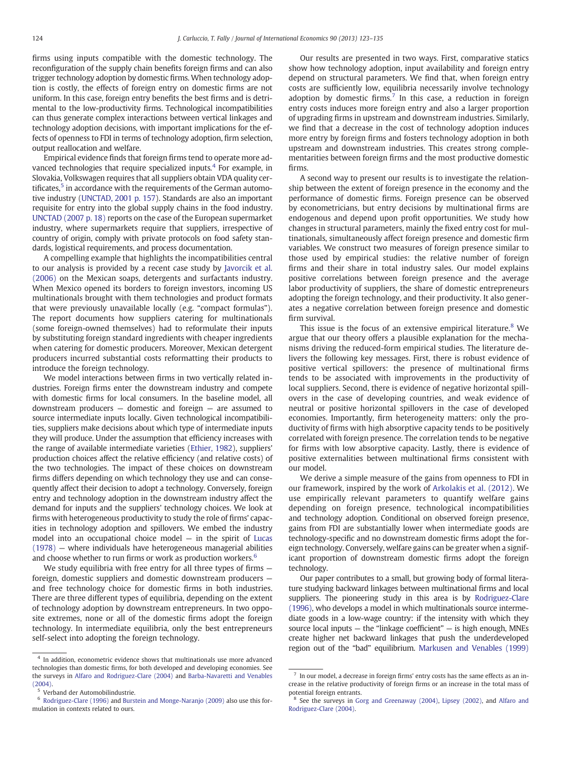firms using inputs compatible with the domestic technology. The reconfiguration of the supply chain benefits foreign firms and can also trigger technology adoption by domestic firms. When technology adoption is costly, the effects of foreign entry on domestic firms are not uniform. In this case, foreign entry benefits the best firms and is detrimental to the low-productivity firms. Technological incompatibilities can thus generate complex interactions between vertical linkages and technology adoption decisions, with important implications for the effects of openness to FDI in terms of technology adoption, firm selection, output reallocation and welfare.

Empirical evidence finds that foreign firms tend to operate more advanced technologies that require specialized inputs.[4] For example, in Slovakia, Volkswagen requires that all suppliers obtain VDA quality certificates,[5] in accordance with the requirements of the German automotive industry (UNCTAD, 2001 p. 157). Standards are also an important requisite for entry into the global supply chains in the food industry. UNCTAD (2007 p. 18) reports on the case of the European supermarket industry, where supermarkets require that suppliers, irrespective of country of origin, comply with private protocols on food safety standards, logistical requirements, and process documentation.

A compelling example that highlights the incompatibilities central to our analysis is provided by a recent case study by Javorcik et al. (2006) on the Mexican soaps, detergents and surfactants industry. When Mexico opened its borders to foreign investors, incoming US multinationals brought with them technologies and product formats that were previously unavailable locally (e.g. "compact formulas"). The report documents how suppliers catering for multinationals (some foreign-owned themselves) had to reformulate their inputs by substituting foreign standard ingredients with cheaper ingredients when catering for domestic producers. Moreover, Mexican detergent producers incurred substantial costs reformatting their products to introduce the foreign technology.

We model interactions between firms in two vertically related industries. Foreign firms enter the downstream industry and compete with domestic firms for local consumers. In the baseline model, all downstream producers — domestic and foreign — are assumed to source intermediate inputs locally. Given technological incompatibilities, suppliers make decisions about which type of intermediate inputs they will produce. Under the assumption that efficiency increases with the range of available intermediate varieties (Ethier, 1982), suppliers' production choices affect the relative efficiency (and relative costs) of the two technologies. The impact of these choices on downstream firms differs depending on which technology they use and can consequently affect their decision to adopt a technology. Conversely, foreign entry and technology adoption in the downstream industry affect the demand for inputs and the suppliers' technology choices. We look at firms with heterogeneous productivity to study the role of firms' capacities in technology adoption and spillovers. We embed the industry model into an occupational choice model — in the spirit of Lucas (1978) — where individuals have heterogeneous managerial abilities and choose whether to run firms or work as production workers.[6]

We study equilibria with free entry for all three types of firms — foreign, domestic suppliers and domestic downstream producers — and free technology choice for domestic firms in both industries. There are three different types of equilibria, depending on the extent of technology adoption by downstream entrepreneurs. In two opposite extremes, none or all of the domestic firms adopt the foreign technology. In intermediate equilibria, only the best entrepreneurs self-select into adopting the foreign technology.

Our results are presented in two ways. First, comparative statics show how technology adoption, input availability and foreign entry depend on structural parameters. We find that, when foreign entry costs are sufficiently low, equilibria necessarily involve technology adoption by domestic firms.[7] In this case, a reduction in foreign entry costs induces more foreign entry and also a larger proportion of upgrading firms in upstream and downstream industries. Similarly, we find that a decrease in the cost of technology adoption induces more entry by foreign firms and fosters technology adoption in both upstream and downstream industries. This creates strong complementarities between foreign firms and the most productive domestic firms.

A second way to present our results is to investigate the relationship between the extent of foreign presence in the economy and the performance of domestic firms. Foreign presence can be observed by econometricians, but entry decisions by multinational firms are endogenous and depend upon profit opportunities. We study how changes in structural parameters, mainly the fixed entry cost for multinationals, simultaneously affect foreign presence and domestic firm variables. We construct two measures of foreign presence similar to those used by empirical studies: the relative number of foreign firms and their share in total industry sales. Our model explains positive correlations between foreign presence and the average labor productivity of suppliers, the share of domestic entrepreneurs adopting the foreign technology, and their productivity. It also generates a negative correlation between foreign presence and domestic firm survival.

This issue is the focus of an extensive empirical literature.[8] We argue that our theory offers a plausible explanation for the mechanisms driving the reduced-form empirical studies. The literature delivers the following key messages. First, there is robust evidence of positive vertical spillovers: the presence of multinational firms tends to be associated with improvements in the productivity of local suppliers. Second, there is evidence of negative horizontal spillovers in the case of developing countries, and weak evidence of neutral or positive horizontal spillovers in the case of developed economies. Importantly, firm heterogeneity matters: only the productivity of firms with high absorptive capacity tends to be positively correlated with foreign presence. The correlation tends to be negative for firms with low absorptive capacity. Lastly, there is evidence of positive externalities between multinational firms consistent with our model.

We derive a simple measure of the gains from openness to FDI in our framework, inspired by the work of Arkolakis et al. (2012). We use empirically relevant parameters to quantify welfare gains depending on foreign presence, technological incompatibilities and technology adoption. Conditional on observed foreign presence, gains from FDI are substantially lower when intermediate goods are technology-specific and no downstream domestic firms adopt the foreign technology. Conversely, welfare gains can be greater when a significant proportion of downstream domestic firms adopt the foreign technology.

Our paper contributes to a small, but growing body of formal literature studying backward linkages between multinational firms and local suppliers. The pioneering study in this area is by Rodriguez-Clare (1996), who develops a model in which multinationals source intermediate goods in a low-wage country: if the intensity with which they source local inputs — the "linkage coefficient" — is high enough, MNEs create higher net backward linkages that push the underdeveloped region out of the "bad" equilibrium. Markusen and Venables (1999)

[4] In addition, econometric evidence shows that multinationals use more advanced technologies than domestic firms, for both developed and developing economies. See the surveys in Alfaro and Rodriguez-Clare (2004) and Barba-Navaretti and Venables (2004).

[5] Verband der Automobilindustrie.

[6] Rodriguez-Clare (1996) and Burstein and Monge-Naranjo (2009) also use this formulation in contexts related to ours.

[7] In our model, a decrease in foreign firms' entry costs has the same effects as an increase in the relative productivity of foreign firms or an increase in the total mass of potential foreign entrants.

[8] See the surveys in Gorg and Greenaway (2004), Lipsey (2002), and Alfaro and Rodriguez-Clare (2004).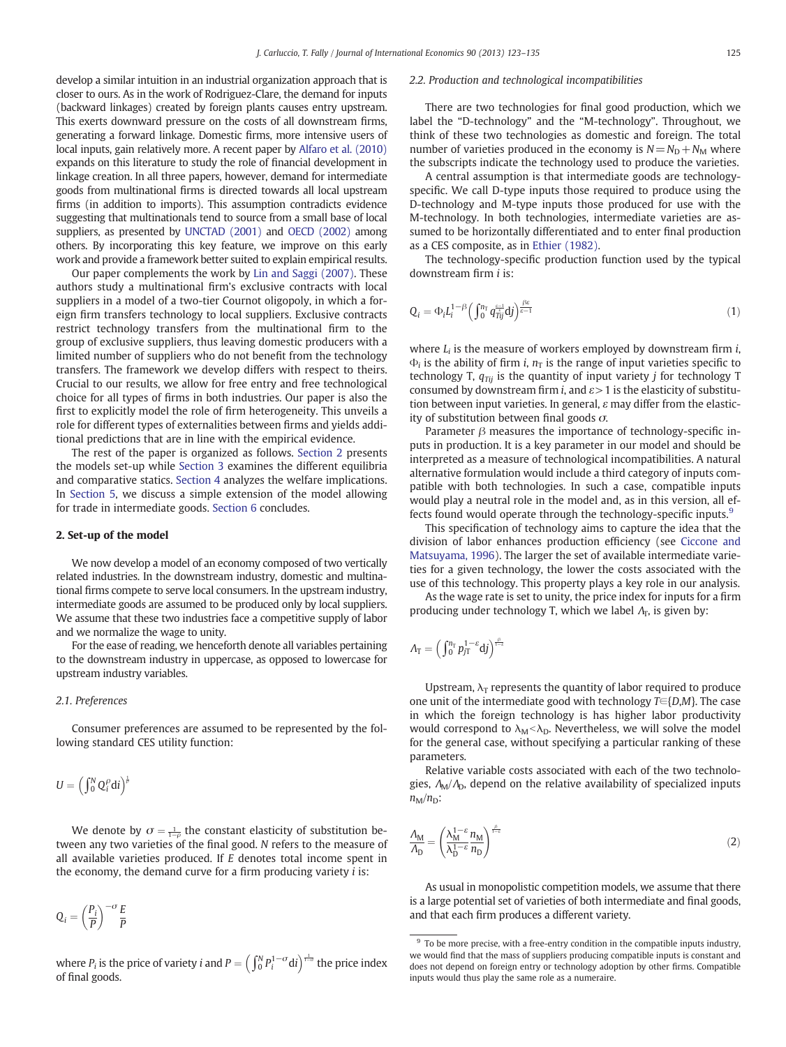develop a similar intuition in an industrial organization approach that is closer to ours. As in the work of Rodriguez-Clare, the demand for inputs (backward linkages) created by foreign plants causes entry upstream. This exerts downward pressure on the costs of all downstream firms, generating a forward linkage. Domestic firms, more intensive users of local inputs, gain relatively more. A recent paper by Alfaro et al. (2010) expands on this literature to study the role of financial development in linkage creation. In all three papers, however, demand for intermediate goods from multinational firms is directed towards all local upstream firms (in addition to imports). This assumption contradicts evidence suggesting that multinationals tend to source from a small base of local suppliers, as presented by UNCTAD (2001) and OECD (2002) among others. By incorporating this key feature, we improve on this early work and provide a framework better suited to explain empirical results.

Our paper complements the work by Lin and Saggi (2007). These authors study a multinational firm's exclusive contracts with local suppliers in a model of a two-tier Cournot oligopoly, in which a foreign firm transfers technology to local suppliers. Exclusive contracts restrict technology transfers from the multinational firm to the group of exclusive suppliers, thus leaving domestic producers with a limited number of suppliers who do not benefit from the technology transfers. The framework we develop differs with respect to theirs. Crucial to our results, we allow for free entry and free technological choice for all types of firms in both industries. Our paper is also the first to explicitly model the role of firm heterogeneity. This unveils a role for different types of externalities between firms and yields additional predictions that are in line with the empirical evidence.

The rest of the paper is organized as follows. Section 2 presents the models set-up while Section 3 examines the different equilibria and comparative statics. Section 4 analyzes the welfare implications. In Section 5, we discuss a simple extension of the model allowing for trade in intermediate goods. Section 6 concludes.

## 2. Set-up of the model

We now develop a model of an economy composed of two vertically related industries. In the downstream industry, domestic and multinational firms compete to serve local consumers. In the upstream industry, intermediate goods are assumed to be produced only by local suppliers. We assume that these two industries face a competitive supply of labor and we normalize the wage to unity.

For the ease of reading, we henceforth denote all variables pertaining to the downstream industry in uppercase, as opposed to lowercase for upstream industry variables.

### 2.1. Preferences

Consumer preferences are assumed to be represented by the following standard CES utility function:

$$U = \left( \int_0^N Q_i^{\rho} \mathrm{d}i \right)^{\frac{1}{\rho}}$$

We denote by $\sigma = \frac{1}{1-\rho}$ the constant elasticity of substitution between any two varieties of the final good. $N$ refers to the measure of all available varieties produced. If $E$ denotes total income spent in the economy, the demand curve for a firm producing variety $i$ is:

$$Q_i = \left( \frac{P_i}{P} \right)^{-\sigma} \frac{E}{P}$$

where $P_i$ is the price of variety $i$ and $P = \left( \int_0^N P_i^{1-\sigma} \mathrm{d}i \right)^{\frac{1}{1-\sigma}}$ the price index of final goods.

### 2.2. Production and technological incompatibilities

There are two technologies for final good production, which we label the "D-technology" and the "M-technology". Throughout, we think of these two technologies as domestic and foreign. The total number of varieties produced in the economy is $N = N_D + N_M$ where the subscripts indicate the technology used to produce the varieties.

A central assumption is that intermediate goods are technology-specific. We call D-type inputs those required to produce using the D-technology and M-type inputs those produced for use with the M-technology. In both technologies, intermediate varieties are assumed to be horizontally differentiated and to enter final production as a CES composite, as in Ethier (1982).

The technology-specific production function used by the typical downstream firm $i$ is:

$$Q_i = \Phi_i L_i^{1-\beta} \left( \int_0^{n_T} q_{Tij}^{\frac{\varepsilon-1}{\varepsilon}} \mathrm{d}j \right)^{\frac{\beta\varepsilon}{\varepsilon-1}} \tag{1}$$

where $L_i$ is the measure of workers employed by downstream firm $i$, $\Phi_i$ is the ability of firm $i$, $n_T$ is the range of input varieties specific to technology T, $q_{Tij}$ is the quantity of input variety $j$ for technology T consumed by downstream firm $i$, and $\varepsilon > 1$ is the elasticity of substitution between input varieties. In general, $\varepsilon$ may differ from the elasticity of substitution between final goods $\sigma$.

Parameter $\beta$ measures the importance of technology-specific inputs in production. It is a key parameter in our model and should be interpreted as a measure of technological incompatibilities. A natural alternative formulation would include a third category of inputs compatible with both technologies. In such a case, compatible inputs would play a neutral role in the model and, as in this version, all effects found would operate through the technology-specific inputs.[9]

This specification of technology aims to capture the idea that the division of labor enhances production efficiency (see Ciccone and Matsuyama, 1996). The larger the set of available intermediate varieties for a given technology, the lower the costs associated with the use of this technology. This property plays a key role in our analysis.

As the wage rate is set to unity, the price index for inputs for a firm producing under technology T, which we label $\Lambda_T$, is given by:

$$\Lambda_T = \left( \int_0^{n_T} p_{jT}^{1-\varepsilon} \mathrm{d}j \right)^{\frac{\beta}{1-\varepsilon}}$$

Upstream, $\lambda_T$ represents the quantity of labor required to produce one unit of the intermediate good with technology $T \in \{D,M\}$. The case in which the foreign technology is has higher labor productivity would correspond to $\lambda_M < \lambda_D$. Nevertheless, we will solve the model for the general case, without specifying a particular ranking of these parameters.

Relative variable costs associated with each of the two technologies, $\Lambda_M/\Lambda_D$, depend on the relative availability of specialized inputs $n_M/n_D$:

$$\frac{\Lambda_M}{\Lambda_D} = \left( \frac{\lambda_M^{1-\varepsilon}}{\lambda_D^{1-\varepsilon}} \frac{n_M}{n_D} \right)^{\frac{\beta}{1-\varepsilon}} \tag{2}$$

As usual in monopolistic competition models, we assume that there is a large potential set of varieties of both intermediate and final goods, and that each firm produces a different variety.

[9] To be more precise, with a free-entry condition in the compatible inputs industry, we would find that the mass of suppliers producing compatible inputs is constant and does not depend on foreign entry or technology adoption by other firms. Compatible inputs would thus play the same role as a numeraire.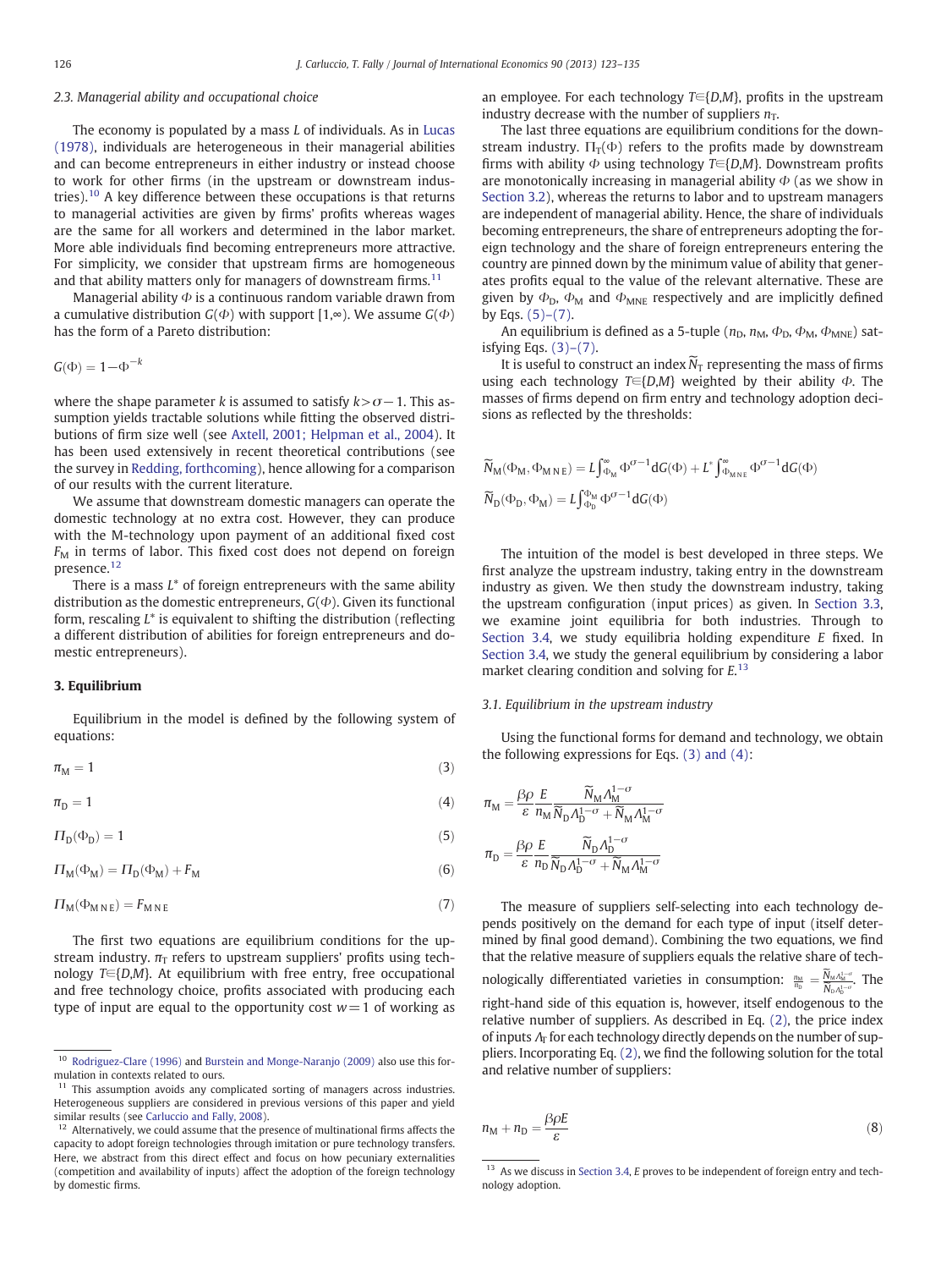### 2.3. Managerial ability and occupational choice

The economy is populated by a mass $L$ of individuals. As in Lucas (1978), individuals are heterogeneous in their managerial abilities and can become entrepreneurs in either industry or instead choose to work for other firms (in the upstream or downstream industries).[10] A key difference between these occupations is that returns to managerial activities are given by firms' profits whereas wages are the same for all workers and determined in the labor market. More able individuals find becoming entrepreneurs more attractive. For simplicity, we consider that upstream firms are homogeneous and that ability matters only for managers of downstream firms.[11]

Managerial ability $\Phi$ is a continuous random variable drawn from a cumulative distribution $G(\Phi)$ with support $[1,\infty)$. We assume $G(\Phi)$ has the form of a Pareto distribution:

$$G(\Phi) = 1 - \Phi^{-k}$$

where the shape parameter $k$ is assumed to satisfy $k > \sigma - 1$. This assumption yields tractable solutions while fitting the observed distributions of firm size well (see Axtell, 2001; Helpman et al., 2004). It has been used extensively in recent theoretical contributions (see the survey in Redding, forthcoming), hence allowing for a comparison of our results with the current literature.

We assume that downstream domestic managers can operate the domestic technology at no extra cost. However, they can produce with the M-technology upon payment of an additional fixed cost $F_M$ in terms of labor. This fixed cost does not depend on foreign presence.[12]

There is a mass $L^*$ of foreign entrepreneurs with the same ability distribution as the domestic entrepreneurs, $G(\Phi)$. Given its functional form, rescaling $L^*$ is equivalent to shifting the distribution (reflecting a different distribution of abilities for foreign entrepreneurs and domestic entrepreneurs).

## 3. Equilibrium

Equilibrium in the model is defined by the following system of equations:

$$\pi_M = 1 \tag{3}$$

$$\pi_D = 1 \tag{4}$$

$$\Pi_D(\Phi_D) = 1 \tag{5}$$

$$\Pi_M(\Phi_M) = \Pi_D(\Phi_M) + F_M \tag{6}$$

$$\Pi_M(\Phi_{MNE}) = F_{MNE} \tag{7}$$

The first two equations are equilibrium conditions for the upstream industry. $\pi_T$ refers to upstream suppliers' profits using technology $T \in \{D,M\}$. At equilibrium with free entry, free occupational and free technology choice, profits associated with producing each type of input are equal to the opportunity cost $w = 1$ of working as an employee. For each technology $T \in \{D,M\}$, profits in the upstream industry decrease with the number of suppliers $n_T$.

The last three equations are equilibrium conditions for the downstream industry. $\Pi_T(\Phi)$ refers to the profits made by downstream firms with ability $\Phi$ using technology $T \in \{D,M\}$. Downstream profits are monotonically increasing in managerial ability $\Phi$ (as we show in Section 3.2), whereas the returns to labor and to upstream managers are independent of managerial ability. Hence, the share of individuals becoming entrepreneurs, the share of entrepreneurs adopting the foreign technology and the share of foreign entrepreneurs entering the country are pinned down by the minimum value of ability that generates profits equal to the value of the relevant alternative. These are given by $\Phi_D$, $\Phi_M$ and $\Phi_{MNE}$ respectively and are implicitly defined by Eqs. (5)–(7).

An equilibrium is defined as a 5-tuple ($n_D$, $n_M$, $\Phi_D$, $\Phi_M$, $\Phi_{MNE}$) satisfying Eqs. (3)–(7).

It is useful to construct an index $\widetilde{N}_T$ representing the mass of firms using each technology $T \in \{D,M\}$ weighted by their ability $\Phi$. The masses of firms depend on firm entry and technology adoption decisions as reflected by the thresholds:

$$\widetilde{N}_M(\Phi_M, \Phi_{MNE}) = L \int_{\Phi_M}^{\infty} \Phi^{\sigma-1} dG(\Phi) + L^* \int_{\Phi_{MNE}}^{\infty} \Phi^{\sigma-1} dG(\Phi)$$

$$\widetilde{N}_D(\Phi_D, \Phi_M) = L \int_{\Phi_D}^{\Phi_M} \Phi^{\sigma-1} dG(\Phi)$$

The intuition of the model is best developed in three steps. We first analyze the upstream industry, taking entry in the downstream industry as given. We then study the downstream industry, taking the upstream configuration (input prices) as given. In Section 3.3, we examine joint equilibria for both industries. Through to Section 3.4, we study equilibria holding expenditure $E$ fixed. In Section 3.4, we study the general equilibrium by considering a labor market clearing condition and solving for $E$.[13]

### 3.1. Equilibrium in the upstream industry

Using the functional forms for demand and technology, we obtain the following expressions for Eqs. (3) and (4):

$$\pi_M = \frac{\beta\rho}{\varepsilon} \frac{E}{n_M} \frac{\widetilde{N}_M \Lambda_M^{1-\sigma}}{\widetilde{N}_D \Lambda_D^{1-\sigma} + \widetilde{N}_M \Lambda_M^{1-\sigma}}$$

$$\pi_D = \frac{\beta\rho}{\varepsilon} \frac{E}{n_D} \frac{\widetilde{N}_D \Lambda_D^{1-\sigma}}{\widetilde{N}_D \Lambda_D^{1-\sigma} + \widetilde{N}_M \Lambda_M^{1-\sigma}}$$

The measure of suppliers self-selecting into each technology depends positively on the demand for each type of input (itself determined by final good demand). Combining the two equations, we find that the relative measure of suppliers equals the relative share of technologically differentiated varieties in consumption: $\frac{n_M}{n_D} = \frac{\widetilde{N}_M \Lambda_M^{1-\sigma}}{\widetilde{N}_D \Lambda_D^{1-\sigma}}$. The right-hand side of this equation is, however, itself endogenous to the relative number of suppliers. As described in Eq. (2), the price index of inputs $\Lambda_T$ for each technology directly depends on the number of suppliers. Incorporating Eq. (2), we find the following solution for the total and relative number of suppliers:

$$n_M + n_D = \frac{\beta\rho E}{\varepsilon} \tag{8}$$

---

[10] Rodriguez-Clare (1996) and Burstein and Monge-Naranjo (2009) also use this formulation in contexts related to ours.

[11] This assumption avoids any complicated sorting of managers across industries. Heterogeneous suppliers are considered in previous versions of this paper and yield similar results (see Carluccio and Fally, 2008).

[12] Alternatively, we could assume that the presence of multinational firms affects the capacity to adopt foreign technologies through imitation or pure technology transfers. Here, we abstract from this direct effect and focus on how pecuniary externalities (competition and availability of inputs) affect the adoption of the foreign technology by domestic firms.

[13] As we discuss in Section 3.4, $E$ proves to be independent of foreign entry and technology adoption.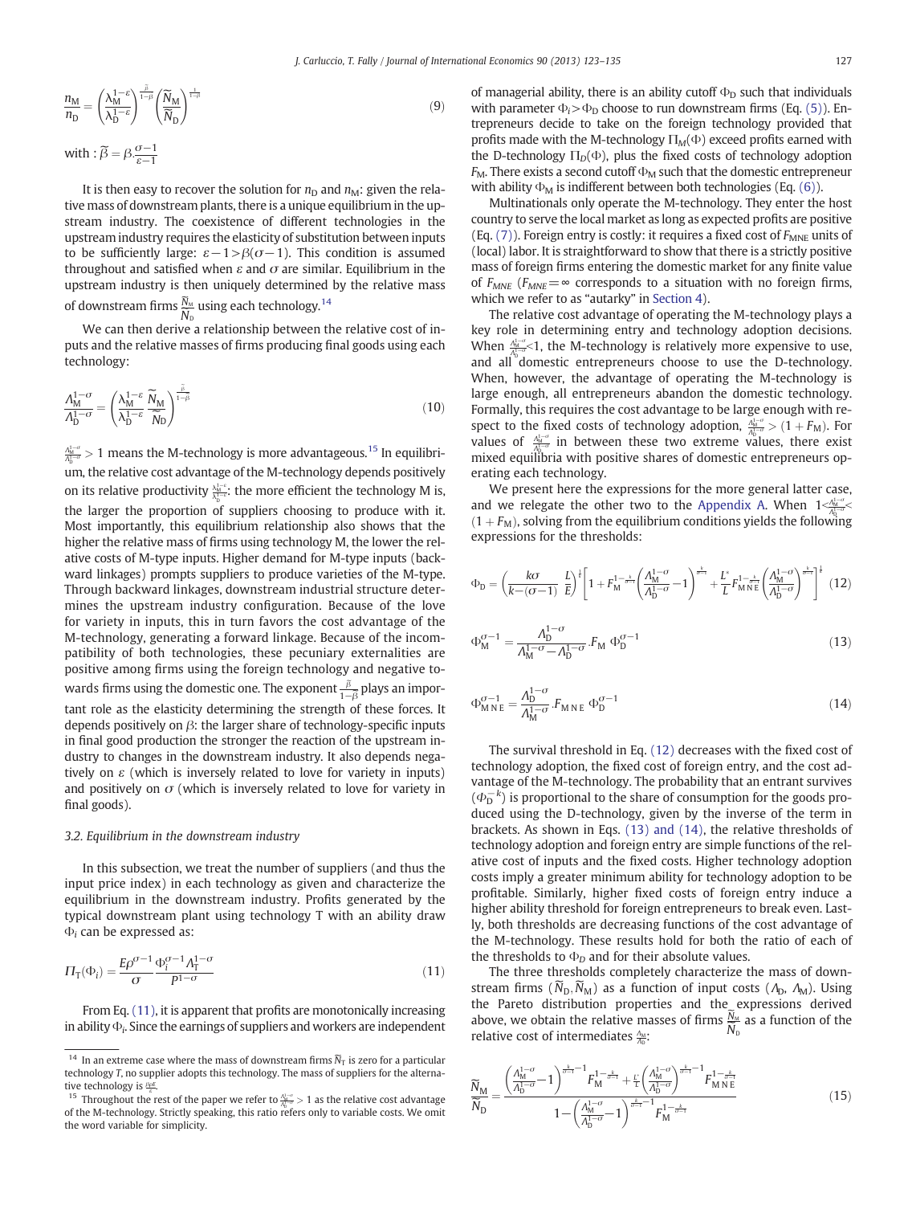$$\frac{n_M}{n_D} = \left(\frac{\lambda_M^{1-\varepsilon}}{\lambda_D^{1-\varepsilon}}\right)^{\frac{\widetilde{\beta}}{1-\widetilde{\beta}}} \left(\frac{\widetilde{N}_M}{\widetilde{N}_D}\right)^{\frac{1}{1-\widetilde{\beta}}} \tag{9}$$

with : $\widetilde{\beta} = \beta.\frac{\sigma-1}{\varepsilon-1}$

It is then easy to recover the solution for $n_D$ and $n_M$: given the relative mass of downstream plants, there is a unique equilibrium in the upstream industry. The coexistence of different technologies in the upstream industry requires the elasticity of substitution between inputs to be sufficiently large: $\varepsilon - 1 > \beta(\sigma - 1)$. This condition is assumed throughout and satisfied when $\varepsilon$ and $\sigma$ are similar. Equilibrium in the upstream industry is then uniquely determined by the relative mass of downstream firms $\frac{\widetilde{N}_M}{\widetilde{N}_D}$ using each technology.[14]

We can then derive a relationship between the relative cost of inputs and the relative masses of firms producing final goods using each technology:

$$\frac{\Lambda_M^{1-\sigma}}{\Lambda_D^{1-\sigma}} = \left(\frac{\lambda_M^{1-\varepsilon}}{\lambda_D^{1-\varepsilon}} \frac{\widetilde{N}_M}{\widetilde{N}_D}\right)^{\frac{\widetilde{\beta}}{1-\widetilde{\beta}}} \tag{10}$$

$\frac{\Lambda_M^{1-\sigma}}{\Lambda_D^{1-\sigma}} > 1$ means the M-technology is more advantageous.[15] In equilibrium, the relative cost advantage of the M-technology depends positively on its relative productivity $\frac{\lambda_M^{1-\varepsilon}}{\lambda_D^{1-\varepsilon}}$: the more efficient the technology M is, the larger the proportion of suppliers choosing to produce with it. Most importantly, this equilibrium relationship also shows that the higher the relative mass of firms using technology M, the lower the relative costs of M-type inputs. Higher demand for M-type inputs (backward linkages) prompts suppliers to produce varieties of the M-type. Through backward linkages, downstream industrial structure determines the upstream industry configuration. Because of the love for variety in inputs, this in turn favors the cost advantage of the M-technology, generating a forward linkage. Because of the incompatibility of both technologies, these pecuniary externalities are positive among firms using the foreign technology and negative towards firms using the domestic one. The exponent $\frac{\widetilde{\beta}}{1-\widetilde{\beta}}$ plays an important role as the elasticity determining the strength of these forces. It depends positively on $\beta$: the larger share of technology-specific inputs in final good production the stronger the reaction of the upstream industry to changes in the downstream industry. It also depends negatively on $\varepsilon$ (which is inversely related to love for variety in inputs) and positively on $\sigma$ (which is inversely related to love for variety in final goods).

### 3.2. Equilibrium in the downstream industry

In this subsection, we treat the number of suppliers (and thus the input price index) in each technology as given and characterize the equilibrium in the downstream industry. Profits generated by the typical downstream plant using technology T with an ability draw $\Phi_i$ can be expressed as:

$$\Pi_T(\Phi_i) = \frac{E\rho^{\sigma-1}}{\sigma} \frac{\Phi_i^{\sigma-1} \Lambda_T^{1-\sigma}}{P^{1-\sigma}} \tag{11}$$

From Eq. (11), it is apparent that profits are monotonically increasing in ability $\Phi_i$. Since the earnings of suppliers and workers are independent of managerial ability, there is an ability cutoff $\Phi_D$ such that individuals with parameter $\Phi_i > \Phi_D$ choose to run downstream firms (Eq. (5)). Entrepreneurs decide to take on the foreign technology provided that profits made with the M-technology $\Pi_M(\Phi)$ exceed profits earned with the D-technology $\Pi_D(\Phi)$, plus the fixed costs of technology adoption $F_M$. There exists a second cutoff $\Phi_M$ such that the domestic entrepreneur with ability $\Phi_M$ is indifferent between both technologies (Eq. (6)).

Multinationals only operate the M-technology. They enter the host country to serve the local market as long as expected profits are positive (Eq. (7)). Foreign entry is costly: it requires a fixed cost of $F_{MNE}$ units of (local) labor. It is straightforward to show that there is a strictly positive mass of foreign firms entering the domestic market for any finite value of $F_{MNE}$ ($F_{MNE} = \infty$ corresponds to a situation with no foreign firms, which we refer to as "autarky" in Section 4).

The relative cost advantage of operating the M-technology plays a key role in determining entry and technology adoption decisions. When $\frac{\Lambda_M^{1-\sigma}}{\Lambda_D^{1-\sigma}} < 1$, the M-technology is relatively more expensive to use, and all domestic entrepreneurs choose to use the D-technology. When, however, the advantage of operating the M-technology is large enough, all entrepreneurs abandon the domestic technology. Formally, this requires the cost advantage to be large enough with respect to the fixed costs of technology adoption, $\frac{\Lambda_M^{1-\sigma}}{\Lambda_D^{1-\sigma}} > (1 + F_M)$. For values of $\frac{\Lambda_M^{1-\sigma}}{\Lambda_D^{1-\sigma}}$ in between these two extreme values, there exist mixed equilibria with positive shares of domestic entrepreneurs operating each technology.

We present here the expressions for the more general latter case, and we relegate the other two to the Appendix A. When $1 < \frac{\Lambda_M^{1-\sigma}}{\Lambda_D^{1-\sigma}} < (1 + F_M)$, solving from the equilibrium conditions yields the following expressions for the thresholds:

$$\Phi_D = \left(\frac{k\sigma}{k-(\sigma-1)} \frac{L}{E}\right)^{\frac{1}{k}} \left[1 + F_M^{1-\frac{k}{\sigma-1}} \left(\frac{\Lambda_M^{1-\sigma}}{\Lambda_D^{1-\sigma}} - 1\right)^{\frac{k}{\sigma-1}} + \frac{L^*}{L} F_{MNE}^{1-\frac{k}{\sigma-1}} \left(\frac{\Lambda_M^{1-\sigma}}{\Lambda_D^{1-\sigma}}\right)^{\frac{k}{\sigma-1}}\right]^{\frac{1}{k}} \tag{12}$$

$$\Phi_M^{\sigma-1} = \frac{\Lambda_D^{1-\sigma}}{\Lambda_M^{1-\sigma} - \Lambda_D^{1-\sigma}} . F_M \, \Phi_D^{\sigma-1} \tag{13}$$

$$\Phi_{MNE}^{\sigma-1} = \frac{\Lambda_D^{1-\sigma}}{\Lambda_M^{1-\sigma}} . F_{MNE} \, \Phi_D^{\sigma-1} \tag{14}$$

The survival threshold in Eq. (12) decreases with the fixed cost of technology adoption, the fixed cost of foreign entry, and the cost advantage of the M-technology. The probability that an entrant survives ($\Phi_D^{-k}$) is proportional to the share of consumption for the goods produced using the D-technology, given by the inverse of the term in brackets. As shown in Eqs. (13) and (14), the relative thresholds of technology adoption and foreign entry are simple functions of the relative cost of inputs and the fixed costs. Higher technology adoption costs imply a greater minimum ability for technology adoption to be profitable. Similarly, higher fixed costs of foreign entry induce a higher ability threshold for foreign entrepreneurs to break even. Lastly, both thresholds are decreasing functions of the cost advantage of the M-technology. These results hold for both the ratio of each of the thresholds to $\Phi_D$ and for their absolute values.

The three thresholds completely characterize the mass of downstream firms ($\widetilde{N}_D, \widetilde{N}_M$) as a function of input costs ($\Lambda_D$, $\Lambda_M$). Using the Pareto distribution properties and the expressions derived above, we obtain the relative masses of firms $\frac{\widetilde{N}_M}{\widetilde{N}_D}$ as a function of the relative cost of intermediates $\frac{\Lambda_M}{\Lambda_D}$:

$$\frac{\widetilde{N}_M}{\widetilde{N}_D} = \frac{\left(\frac{\Lambda_M^{1-\sigma}}{\Lambda_D^{1-\sigma}} - 1\right)^{\frac{k}{\sigma-1}-1} F_M^{1-\frac{k}{\sigma-1}} + \frac{L^*}{L} \left(\frac{\Lambda_M^{1-\sigma}}{\Lambda_D^{1-\sigma}}\right)^{\frac{k}{\sigma-1}-1} F_{MNE}^{1-\frac{k}{\sigma-1}}}{1 - \left(\frac{\Lambda_M^{1-\sigma}}{\Lambda_D^{1-\sigma}} - 1\right)^{\frac{k}{\sigma-1}-1} F_M^{1-\frac{k}{\sigma-1}}} \tag{15}$$

---

[14] In an extreme case where the mass of downstream firms $\widetilde{N}_T$ is zero for a particular technology $T$, no supplier adopts this technology. The mass of suppliers for the alternative technology is $\frac{\beta \rho E}{\varepsilon}$.

[15] Throughout the rest of the paper we refer to $\frac{\Lambda_M^{1-\sigma}}{\Lambda_D^{1-\sigma}} > 1$ as the relative cost advantage of the M-technology. Strictly speaking, this ratio refers only to variable costs. We omit the word variable for simplicity.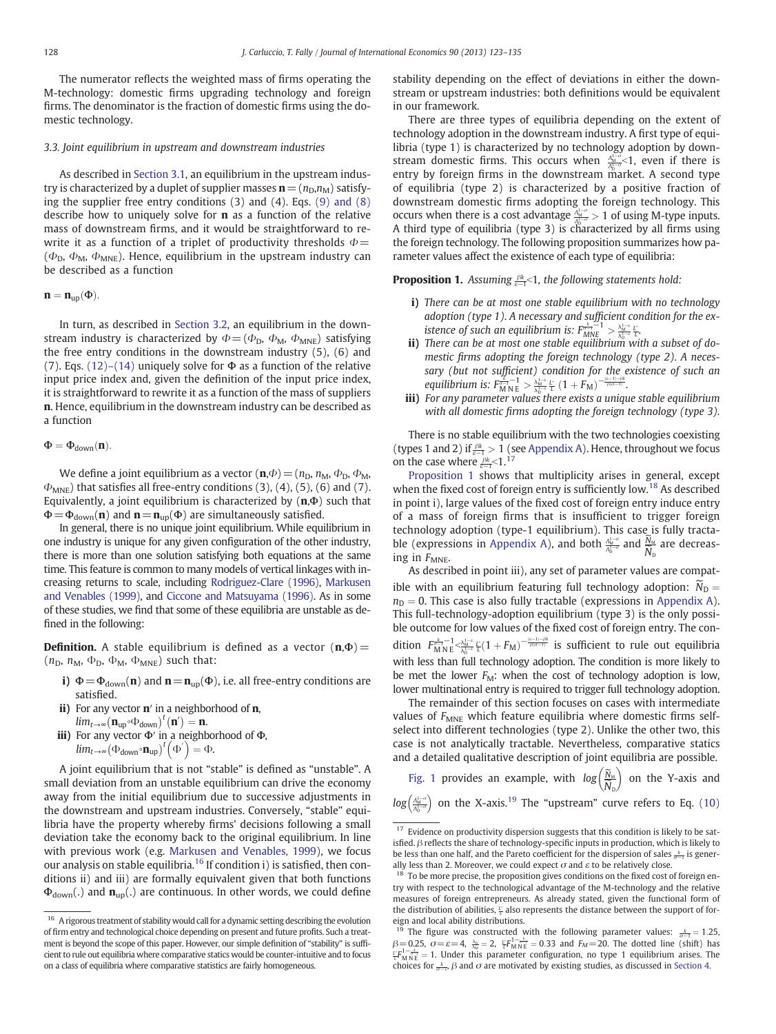The numerator reflects the weighted mass of firms operating the M-technology: domestic firms upgrading technology and foreign firms. The denominator is the fraction of domestic firms using the domestic technology.

### 3.3. Joint equilibrium in upstream and downstream industries

As described in Section 3.1, an equilibrium in the upstream industry is characterized by a duplet of supplier masses $\mathbf{n} = (n_D, n_M)$ satisfying the free entry conditions (3) and (4). Eqs. (9) and (8) describe how to uniquely solve for $\mathbf{n}$ as a function of the relative mass of downstream firms, and it would be straightforward to rewrite it as a function of a triplet of productivity thresholds $\Phi = (\Phi_D, \Phi_M, \Phi_{MNE})$. Hence, equilibrium in the upstream industry can be described as a function

$$\mathbf{n} = \mathbf{n}_{up}(\Phi).$$

In turn, as described in Section 3.2, an equilibrium in the downstream industry is characterized by $\Phi = (\Phi_D, \Phi_M, \Phi_{MNE})$ satisfying the free entry conditions in the downstream industry (5), (6) and (7). Eqs. (12)–(14) uniquely solve for $\Phi$ as a function of the relative input price index and, given the definition of the input price index, it is straightforward to rewrite it as a function of the mass of suppliers $\mathbf{n}$. Hence, equilibrium in the downstream industry can be described as a function

$$\Phi = \Phi_{down}(\mathbf{n}).$$

We define a joint equilibrium as a vector $(\mathbf{n},\Phi) = (n_D, n_M, \Phi_D, \Phi_M, \Phi_{MNE})$ that satisfies all free-entry conditions (3), (4), (5), (6) and (7). Equivalently, a joint equilibrium is characterized by $(\mathbf{n},\Phi)$ such that $\Phi = \Phi_{down}(\mathbf{n})$ and $\mathbf{n} = \mathbf{n}_{up}(\Phi)$ are simultaneously satisfied.

In general, there is no unique joint equilibrium. While equilibrium in one industry is unique for any given configuration of the other industry, there is more than one solution satisfying both equations at the same time. This feature is common to many models of vertical linkages with increasing returns to scale, including Rodriguez-Clare (1996), Markusen and Venables (1999), and Ciccone and Matsuyama (1996). As in some of these studies, we find that some of these equilibria are unstable as defined in the following:

**Definition.** A stable equilibrium is defined as a vector $(\mathbf{n},\Phi) = (n_D, n_M, \Phi_D, \Phi_M, \Phi_{MNE})$ such that:

- **i)** $\Phi = \Phi_{down}(\mathbf{n})$ and $\mathbf{n} = \mathbf{n}_{up}(\Phi)$, i.e. all free-entry conditions are satisfied.
- **ii)** For any vector $\mathbf{n}'$ in a neighborhood of $\mathbf{n}$, $lim_{t\to\infty}(\mathbf{n}_{up}\circ\Phi_{down})^t(\mathbf{n}') = \mathbf{n}$.
- **iii)** For any vector $\Phi'$ in a neighborhood of $\Phi$, $lim_{t\to\infty}(\Phi_{down}\circ\mathbf{n}_{up})^t(\Phi') = \Phi$.

A joint equilibrium that is not "stable" is defined as "unstable". A small deviation from an unstable equilibrium can drive the economy away from the initial equilibrium due to successive adjustments in the downstream and upstream industries. Conversely, "stable" equilibria have the property whereby firms' decisions following a small deviation take the economy back to the original equilibrium. In line with previous work (e.g. Markusen and Venables, 1999), we focus our analysis on stable equilibria.[16] If condition i) is satisfied, then conditions ii) and iii) are formally equivalent given that both functions $\Phi_{down}(.)$ and $\mathbf{n}_{up}(.)$ are continuous. In other words, we could define stability depending on the effect of deviations in either the downstream or upstream industries: both definitions would be equivalent in our framework.

There are three types of equilibria depending on the extent of technology adoption in the downstream industry. A first type of equilibria (type 1) is characterized by no technology adoption by downstream domestic firms. This occurs when $\frac{A_M^{1-\sigma}}{A_D^{1-\sigma}}<1$, even if there is entry by foreign firms in the downstream market. A second type of equilibria (type 2) is characterized by a positive fraction of downstream domestic firms adopting the foreign technology. This occurs when there is a cost advantage $\frac{A_M^{1-\sigma}}{A_D^{1-\sigma}} > 1$ of using M-type inputs. A third type of equilibria (type 3) is characterized by all firms using the foreign technology. The following proposition summarizes how parameter values affect the existence of each type of equilibria:

**Proposition 1.** *Assuming $\frac{\beta k}{\varepsilon-1}<1$, the following statements hold:*

- **i)** *There can be at most one stable equilibrium with no technology adoption (type 1). A necessary and sufficient condition for the existence of such an equilibrium is: $F_{MNE}^{\frac{k}{\varepsilon-1}-1} > \frac{\lambda_M^{1-\varepsilon}}{\lambda_D^{1-\varepsilon}}\frac{L^*}{L}$.*
- **ii)** *There can be at most one stable equilibrium with a subset of domestic firms adopting the foreign technology (type 2). A necessary (but not sufficient) condition for the existence of such an equilibrium is: $F_{MNE}^{\frac{k}{\varepsilon-1}-1} > \frac{\lambda_M^{1-\varepsilon}}{\lambda_D^{1-\varepsilon}}\frac{L^*}{L}(1+F_M)^{-\frac{(\varepsilon-1)-\beta k}{\beta(\sigma-1)}}$.*
- **iii)** *For any parameter values there exists a unique stable equilibrium with all domestic firms adopting the foreign technology (type 3).*

There is no stable equilibrium with the two technologies coexisting (types 1 and 2) if $\frac{\beta k}{\varepsilon-1} > 1$ (see Appendix A). Hence, throughout we focus on the case where $\frac{\beta k}{\varepsilon-1}<1$.[17]

Proposition 1 shows that multiplicity arises in general, except when the fixed cost of foreign entry is sufficiently low.[18] As described in point i), large values of the fixed cost of foreign entry induce entry of a mass of foreign firms that is insufficient to trigger foreign technology adoption (type-1 equilibrium). This case is fully tractable (expressions in Appendix A), and both $\frac{A_M^{1-\sigma}}{A_D^{1-\sigma}}$ and $\frac{\tilde{N}_M}{\tilde{N}_D}$ are decreasing in $F_{MNE}$.

As described in point iii), any set of parameter values are compatible with an equilibrium featuring full technology adoption: $\tilde{N}_D = n_D = 0$. This case is also fully tractable (expressions in Appendix A). This full-technology-adoption equilibrium (type 3) is the only possible outcome for low values of the fixed cost of foreign entry. The condition $F_{MNE}^{\frac{k}{\varepsilon-1}-1} < \frac{\lambda_M^{1-\varepsilon}}{\lambda_D^{1-\varepsilon}}\frac{L^*}{L}(1+F_M)^{-\frac{(\varepsilon-1)-\beta k}{\beta(\sigma-1)}}$ is sufficient to rule out equilibria with less than full technology adoption. The condition is more likely to be met the lower $F_M$: when the cost of technology adoption is low, lower multinational entry is required to trigger full technology adoption.

The remainder of this section focuses on cases with intermediate values of $F_{MNE}$ which feature equilibria where domestic firms self-select into different technologies (type 2). Unlike the other two, this case is not analytically tractable. Nevertheless, comparative statics and a detailed qualitative description of joint equilibria are possible.

Fig. 1 provides an example, with $log\left(\frac{\tilde{N}_M}{\tilde{N}_D}\right)$ on the Y-axis and $log\left(\frac{A_M^{1-\sigma}}{A_D^{1-\sigma}}\right)$ on the X-axis.[19] The "upstream" curve refers to Eq. (10)

---

[16] A rigorous treatment of stability would call for a dynamic setting describing the evolution of firm entry and technological choice depending on present and future profits. Such a treatment is beyond the scope of this paper. However, our simple definition of "stability" is sufficient to rule out equilibria where comparative statics would be counter-intuitive and to focus on a class of equilibria where comparative statistics are fairly homogeneous.

[17] Evidence on productivity dispersion suggests that this condition is likely to be satisfied. $\beta$ reflects the share of technology-specific inputs in production, which is likely to be less than one half, and the Pareto coefficient for the dispersion of sales $\frac{k}{\varepsilon-1}$ is generally less than 2. Moreover, we could expect $\sigma$ and $\varepsilon$ to be relatively close.

[18] To be more precise, the proposition gives conditions on the fixed cost of foreign entry with respect to the technological advantage of the M-technology and the relative measures of foreign entrepreneurs. As already stated, given the functional form of the distribution of abilities, $\frac{L^*}{L}$ also represents the distance between the support of foreign and local ability distributions.

[19] The figure was constructed with the following parameter values: $\frac{k}{\varepsilon-1} = 1.25$, $\beta = 0.25$, $\sigma = \varepsilon = 4$, $\frac{\lambda_D}{\lambda_M} = 2$, $\frac{L^*}{L}F_{MNE}^{1-\frac{k}{\varepsilon-1}} = 0.33$ and $F_M = 20$. The dotted line (shift) has $\frac{L^*}{L}F_{MNE}^{1-\frac{k}{\varepsilon-1}} = 1$. Under this parameter configuration, no type 1 equilibrium arises. The choices for $\frac{k}{\sigma-1}$, $\beta$ and $\sigma$ are motivated by existing studies, as discussed in Section 4.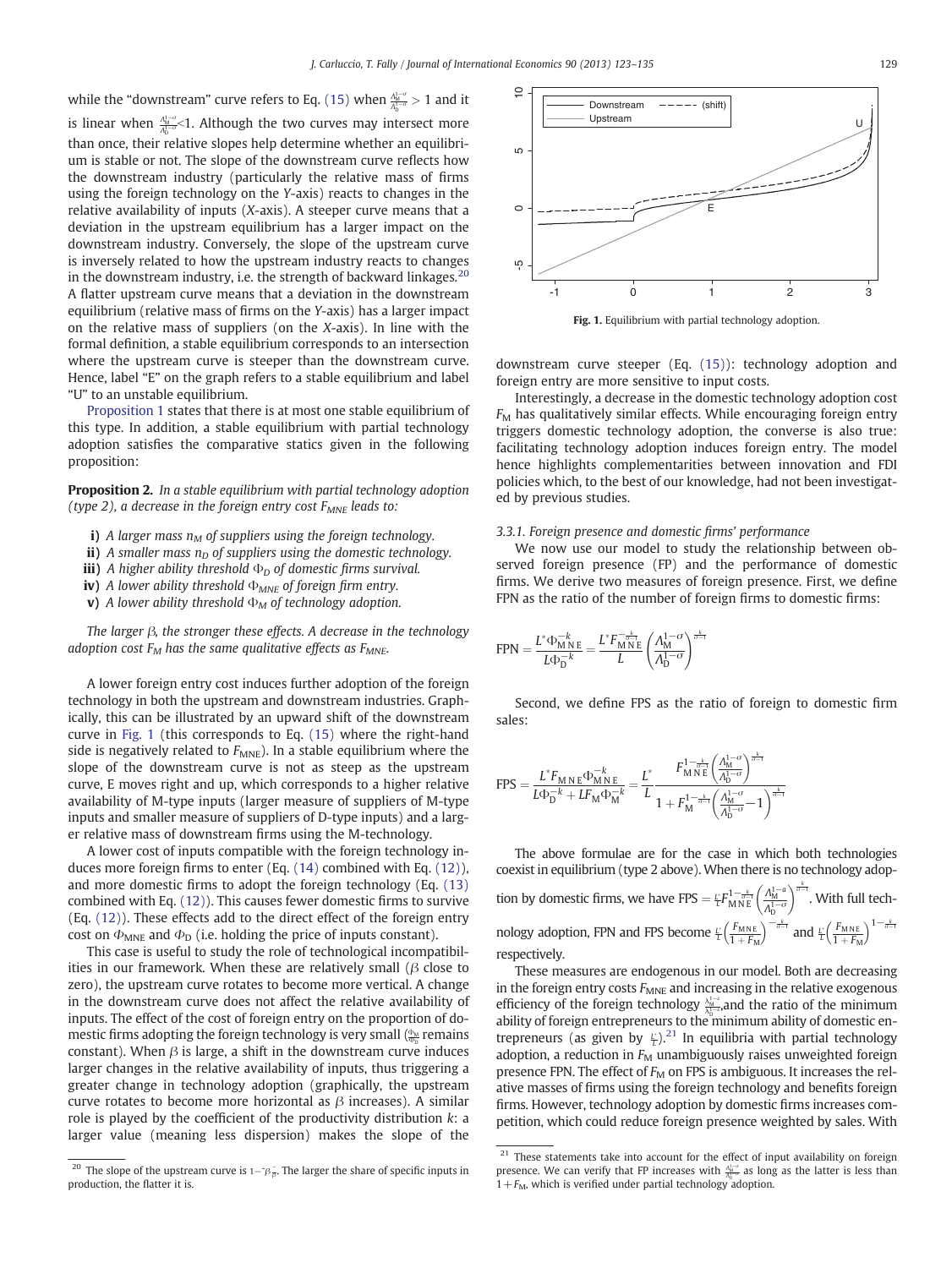while the "downstream" curve refers to Eq. (15) when $\frac{\Lambda_M^{1-\sigma}}{\Lambda_D^{1-\sigma}} > 1$ and it is linear when $\frac{\Lambda_M^{1-\sigma}}{\Lambda_D^{1-\sigma}} < 1$. Although the two curves may intersect more than once, their relative slopes help determine whether an equilibrium is stable or not. The slope of the downstream curve reflects how the downstream industry (particularly the relative mass of firms using the foreign technology on the Y-axis) reacts to changes in the relative availability of inputs (X-axis). A steeper curve means that a deviation in the upstream equilibrium has a larger impact on the downstream industry. Conversely, the slope of the upstream curve is inversely related to how the upstream industry reacts to changes in the downstream industry, i.e. the strength of backward linkages.[20] A flatter upstream curve means that a deviation in the downstream equilibrium (relative mass of firms on the Y-axis) has a larger impact on the relative mass of suppliers (on the X-axis). In line with the formal definition, a stable equilibrium corresponds to an intersection where the upstream curve is steeper than the downstream curve. Hence, label "E" on the graph refers to a stable equilibrium and label "U" to an unstable equilibrium.

Proposition 1 states that there is at most one stable equilibrium of this type. In addition, a stable equilibrium with partial technology adoption satisfies the comparative statics given in the following proposition:

**Proposition 2.** *In a stable equilibrium with partial technology adoption (type 2), a decrease in the foreign entry cost $F_{MNE}$ leads to:*

- **i)** *A larger mass $n_M$ of suppliers using the foreign technology.*
- **ii)** *A smaller mass $n_D$ of suppliers using the domestic technology.*
- **iii)** *A higher ability threshold $\Phi_D$ of domestic firms survival.*
- **iv)** *A lower ability threshold $\Phi_{MNE}$ of foreign firm entry.*
- **v)** *A lower ability threshold $\Phi_M$ of technology adoption.*

*The larger $\beta$, the stronger these effects. A decrease in the technology adoption cost $F_M$ has the same qualitative effects as $F_{MNE}$.*

A lower foreign entry cost induces further adoption of the foreign technology in both the upstream and downstream industries. Graphically, this can be illustrated by an upward shift of the downstream curve in Fig. 1 (this corresponds to Eq. (15) where the right-hand side is negatively related to $F_{MNE}$). In a stable equilibrium where the slope of the downstream curve is not as steep as the upstream curve, E moves right and up, which corresponds to a higher relative availability of M-type inputs (larger measure of suppliers of M-type inputs and smaller measure of suppliers of D-type inputs) and a larger relative mass of downstream firms using the M-technology.

A lower cost of inputs compatible with the foreign technology induces more foreign firms to enter (Eq. (14) combined with Eq. (12)), and more domestic firms to adopt the foreign technology (Eq. (13) combined with Eq. (12)). This causes fewer domestic firms to survive (Eq. (12)). These effects add to the direct effect of the foreign entry cost on $\Phi_{MNE}$ and $\Phi_D$ (i.e. holding the price of inputs constant).

This case is useful to study the role of technological incompatibilities in our framework. When these are relatively small ($\beta$ close to zero), the upstream curve rotates to become more vertical. A change in the downstream curve does not affect the relative availability of inputs. The effect of the cost of foreign entry on the proportion of domestic firms adopting the foreign technology is very small ($\frac{\Phi_M}{\Phi_D}$ remains constant). When $\beta$ is large, a shift in the downstream curve induces larger changes in the relative availability of inputs, thus triggering a greater change in technology adoption (graphically, the upstream curve rotates to become more horizontal as $\beta$ increases). A similar role is played by the coefficient of the productivity distribution $k$: a larger value (meaning less dispersion) makes the slope of the downstream curve steeper (Eq. (15)): technology adoption and foreign entry are more sensitive to input costs.

Fig. 1. Equilibrium with partial technology adoption.

Interestingly, a decrease in the domestic technology adoption cost $F_M$ has qualitatively similar effects. While encouraging foreign entry triggers domestic technology adoption, the converse is also true: facilitating technology adoption induces foreign entry. The model hence highlights complementarities between innovation and FDI policies which, to the best of our knowledge, had not been investigated by previous studies.

### 3.3.1. Foreign presence and domestic firms' performance

We now use our model to study the relationship between observed foreign presence (FP) and the performance of domestic firms. We derive two measures of foreign presence. First, we define FPN as the ratio of the number of foreign firms to domestic firms:

$$\text{FPN} = \frac{L^* \Phi_{MNE}^{-k}}{L \Phi_D^{-k}} = \frac{L^* F_{MNE}^{-\frac{k}{\sigma-1}}}{L} \left( \frac{\Lambda_M^{1-\sigma}}{\Lambda_D^{1-\sigma}} \right)^{\frac{k}{\sigma-1}}$$

Second, we define FPS as the ratio of foreign to domestic firm sales:

$$\text{FPS} = \frac{L^* F_{MNE} \Phi_{MNE}^{-k}}{L \Phi_D^{-k} + L F_M \Phi_M^{-k}} = \frac{L^*}{L} \frac{F_{MNE}^{1-\frac{k}{\sigma-1}} \left( \frac{\Lambda_M^{1-\sigma}}{\Lambda_D^{1-\sigma}} \right)^{\frac{k}{\sigma-1}}}{1 + F_M^{1-\frac{k}{\sigma-1}} \left( \frac{\Lambda_M^{1-\sigma}}{\Lambda_D^{1-\sigma}} - 1 \right)^{\frac{k}{\sigma-1}}}$$

The above formulae are for the case in which both technologies coexist in equilibrium (type 2 above). When there is no technology adoption by domestic firms, we have $\text{FPS} = \frac{L^*}{L} F_{MNE}^{1-\frac{k}{\sigma-1}} \left( \frac{\Lambda_M^{1-\sigma}}{\Lambda_D^{1-\sigma}} \right)^{\frac{k}{\sigma-1}}$. With full technology adoption, FPN and FPS become $\frac{L^*}{L} \left( \frac{F_{MNE}}{1+F_M} \right)^{-\frac{k}{\sigma-1}}$ and $\frac{L^*}{L} \left( \frac{F_{MNE}}{1+F_M} \right)^{1-\frac{k}{\sigma-1}}$ respectively.

These measures are endogenous in our model. Both are decreasing in the foreign entry costs $F_{MNE}$ and increasing in the relative exogenous efficiency of the foreign technology $\frac{\Lambda_M^{1-\sigma}}{\Lambda_D^{1-\sigma}}$, and the ratio of the minimum ability of foreign entrepreneurs to the minimum ability of domestic entrepreneurs (as given by $\frac{L^*}{L}$).[21] In equilibria with partial technology adoption, a reduction in $F_M$ unambiguously raises unweighted foreign presence FPN. The effect of $F_M$ on FPS is ambiguous. It increases the relative masses of firms using the foreign technology and benefits foreign firms. However, technology adoption by domestic firms increases competition, which could reduce foreign presence weighted by sales. With

[20] The slope of the upstream curve is $1 - \frac{\sigma}{\beta} \frac{\sigma}{\rho}$. The larger the share of specific inputs in production, the flatter it is.

[21] These statements take into account for the effect of input availability on foreign presence. We can verify that FP increases with $\frac{\Lambda_M^{1-\sigma}}{\Lambda_D^{1-\sigma}}$ as long as the latter is less than $1 + F_M$, which is verified under partial technology adoption.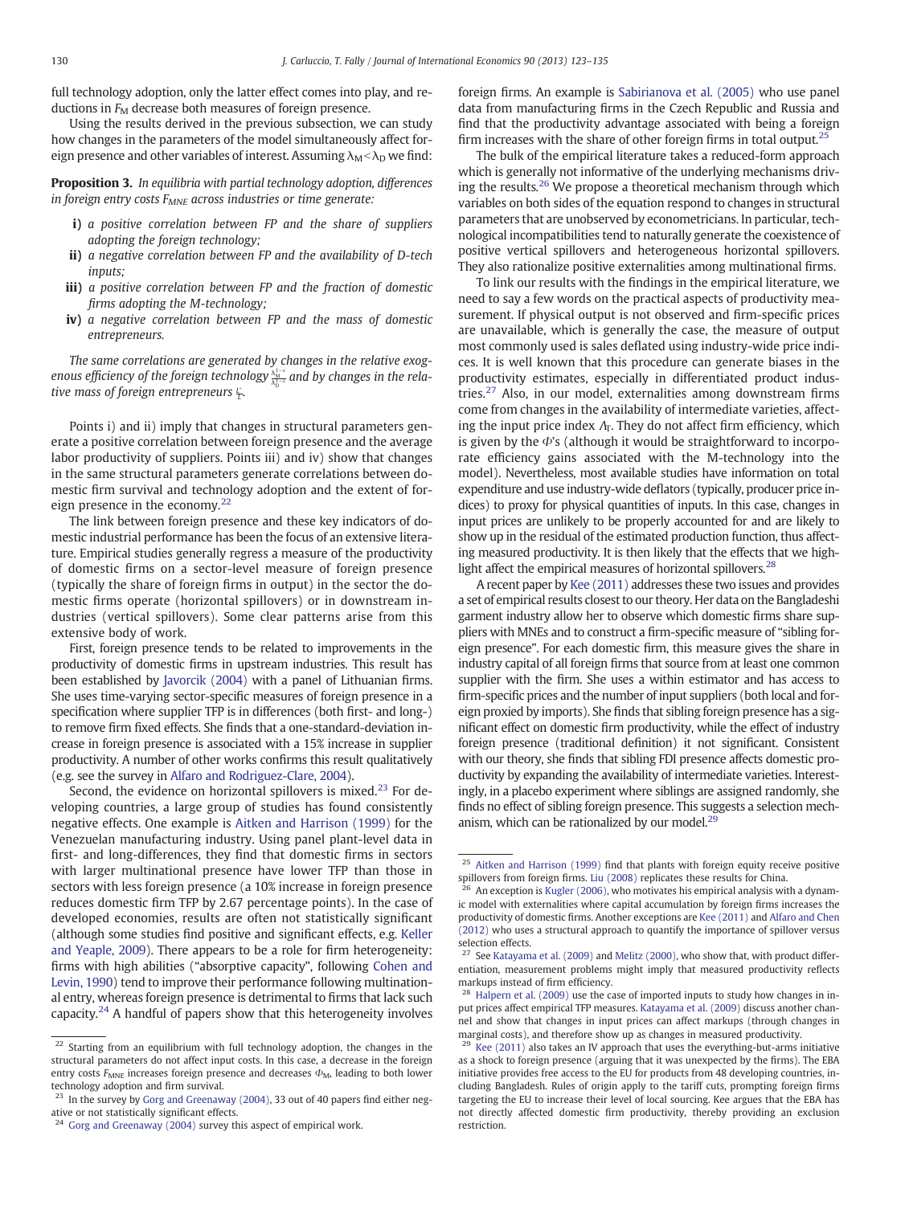full technology adoption, only the latter effect comes into play, and reductions in $F_M$ decrease both measures of foreign presence.

Using the results derived in the previous subsection, we can study how changes in the parameters of the model simultaneously affect foreign presence and other variables of interest. Assuming $\lambda_M < \lambda_D$ we find:

**Proposition 3.** *In equilibria with partial technology adoption, differences in foreign entry costs $F_{MNE}$ across industries or time generate:*

- **i)** *a positive correlation between FP and the share of suppliers adopting the foreign technology;*
- **ii)** *a negative correlation between FP and the availability of D-tech inputs;*
- **iii)** *a positive correlation between FP and the fraction of domestic firms adopting the M-technology;*
- **iv)** *a negative correlation between FP and the mass of domestic entrepreneurs.*

*The same correlations are generated by changes in the relative exogenous efficiency of the foreign technology $\frac{\lambda_M^{1-\varepsilon}}{\lambda_D^{1-\varepsilon}}$ and by changes in the relative mass of foreign entrepreneurs $\frac{L^*}{L}$.*

Points i) and ii) imply that changes in structural parameters generate a positive correlation between foreign presence and the average labor productivity of suppliers. Points iii) and iv) show that changes in the same structural parameters generate correlations between domestic firm survival and technology adoption and the extent of foreign presence in the economy.[22]

The link between foreign presence and these key indicators of domestic industrial performance has been the focus of an extensive literature. Empirical studies generally regress a measure of the productivity of domestic firms on a sector-level measure of foreign presence (typically the share of foreign firms in output) in the sector the domestic firms operate (horizontal spillovers) or in downstream industries (vertical spillovers). Some clear patterns arise from this extensive body of work.

First, foreign presence tends to be related to improvements in the productivity of domestic firms in upstream industries. This result has been established by Javorcik (2004) with a panel of Lithuanian firms. She uses time-varying sector-specific measures of foreign presence in a specification where supplier TFP is in differences (both first- and long-) to remove firm fixed effects. She finds that a one-standard-deviation increase in foreign presence is associated with a 15% increase in supplier productivity. A number of other works confirms this result qualitatively (e.g. see the survey in Alfaro and Rodriguez-Clare, 2004).

Second, the evidence on horizontal spillovers is mixed.[23] For developing countries, a large group of studies has found consistently negative effects. One example is Aitken and Harrison (1999) for the Venezuelan manufacturing industry. Using panel plant-level data in first- and long-differences, they find that domestic firms in sectors with larger multinational presence have lower TFP than those in sectors with less foreign presence (a 10% increase in foreign presence reduces domestic firm TFP by 2.67 percentage points). In the case of developed economies, results are often not statistically significant (although some studies find positive and significant effects, e.g. Keller and Yeaple, 2009). There appears to be a role for firm heterogeneity: firms with high abilities ("absorptive capacity", following Cohen and Levin, 1990) tend to improve their performance following multinational entry, whereas foreign presence is detrimental to firms that lack such capacity.[24] A handful of papers show that this heterogeneity involves foreign firms. An example is Sabirianova et al. (2005) who use panel data from manufacturing firms in the Czech Republic and Russia and find that the productivity advantage associated with being a foreign firm increases with the share of other foreign firms in total output.[25]

The bulk of the empirical literature takes a reduced-form approach which is generally not informative of the underlying mechanisms driving the results.[26] We propose a theoretical mechanism through which variables on both sides of the equation respond to changes in structural parameters that are unobserved by econometricians. In particular, technological incompatibilities tend to naturally generate the coexistence of positive vertical spillovers and heterogeneous horizontal spillovers. They also rationalize positive externalities among multinational firms.

To link our results with the findings in the empirical literature, we need to say a few words on the practical aspects of productivity measurement. If physical output is not observed and firm-specific prices are unavailable, which is generally the case, the measure of output most commonly used is sales deflated using industry-wide price indices. It is well known that this procedure can generate biases in the productivity estimates, especially in differentiated product industries.[27] Also, in our model, externalities among downstream firms come from changes in the availability of intermediate varieties, affecting the input price index $\Lambda_\Gamma$. They do not affect firm efficiency, which is given by the $\Phi$'s (although it would be straightforward to incorporate efficiency gains associated with the M-technology into the model). Nevertheless, most available studies have information on total expenditure and use industry-wide deflators (typically, producer price indices) to proxy for physical quantities of inputs. In this case, changes in input prices are unlikely to be properly accounted for and are likely to show up in the residual of the estimated production function, thus affecting measured productivity. It is then likely that the effects that we highlight affect the empirical measures of horizontal spillovers.[28]

A recent paper by Kee (2011) addresses these two issues and provides a set of empirical results closest to our theory. Her data on the Bangladeshi garment industry allow her to observe which domestic firms share suppliers with MNEs and to construct a firm-specific measure of "sibling foreign presence". For each domestic firm, this measure gives the share in industry capital of all foreign firms that source from at least one common supplier with the firm. She uses a within estimator and has access to firm-specific prices and the number of input suppliers (both local and foreign proxied by imports). She finds that sibling foreign presence has a significant effect on domestic firm productivity, while the effect of industry foreign presence (traditional definition) it not significant. Consistent with our theory, she finds that sibling FDI presence affects domestic productivity by expanding the availability of intermediate varieties. Interestingly, in a placebo experiment where siblings are assigned randomly, she finds no effect of sibling foreign presence. This suggests a selection mechanism, which can be rationalized by our model.[29]

---

[22] Starting from an equilibrium with full technology adoption, the changes in the structural parameters do not affect input costs. In this case, a decrease in the foreign entry costs $F_{MNE}$ increases foreign presence and decreases $\Phi_M$, leading to both lower technology adoption and firm survival.

[23] In the survey by Gorg and Greenaway (2004), 33 out of 40 papers find either negative or not statistically significant effects.

[24] Gorg and Greenaway (2004) survey this aspect of empirical work.

[25] Aitken and Harrison (1999) find that plants with foreign equity receive positive spillovers from foreign firms. Liu (2008) replicates these results for China.

[26] An exception is Kugler (2006), who motivates his empirical analysis with a dynamic model with externalities where capital accumulation by foreign firms increases the productivity of domestic firms. Another exceptions are Kee (2011) and Alfaro and Chen (2012) who uses a structural approach to quantify the importance of spillover versus selection effects.

[27] See Katayama et al. (2009) and Melitz (2000), who show that, with product differentiation, measurement problems might imply that measured productivity reflects markups instead of firm efficiency.

[28] Halpern et al. (2009) use the case of imported inputs to study how changes in input prices affect empirical TFP measures. Katayama et al. (2009) discuss another channel and show that changes in input prices can affect markups (through changes in marginal costs), and therefore show up as changes in measured productivity.

[29] Kee (2011) also takes an IV approach that uses the everything-but-arms initiative as a shock to foreign presence (arguing that it was unexpected by the firms). The EBA initiative provides free access to the EU for products from 48 developing countries, including Bangladesh. Rules of origin apply to the tariff cuts, prompting foreign firms targeting the EU to increase their level of local sourcing. Kee argues that the EBA has not directly affected domestic firm productivity, thereby providing an exclusion restriction.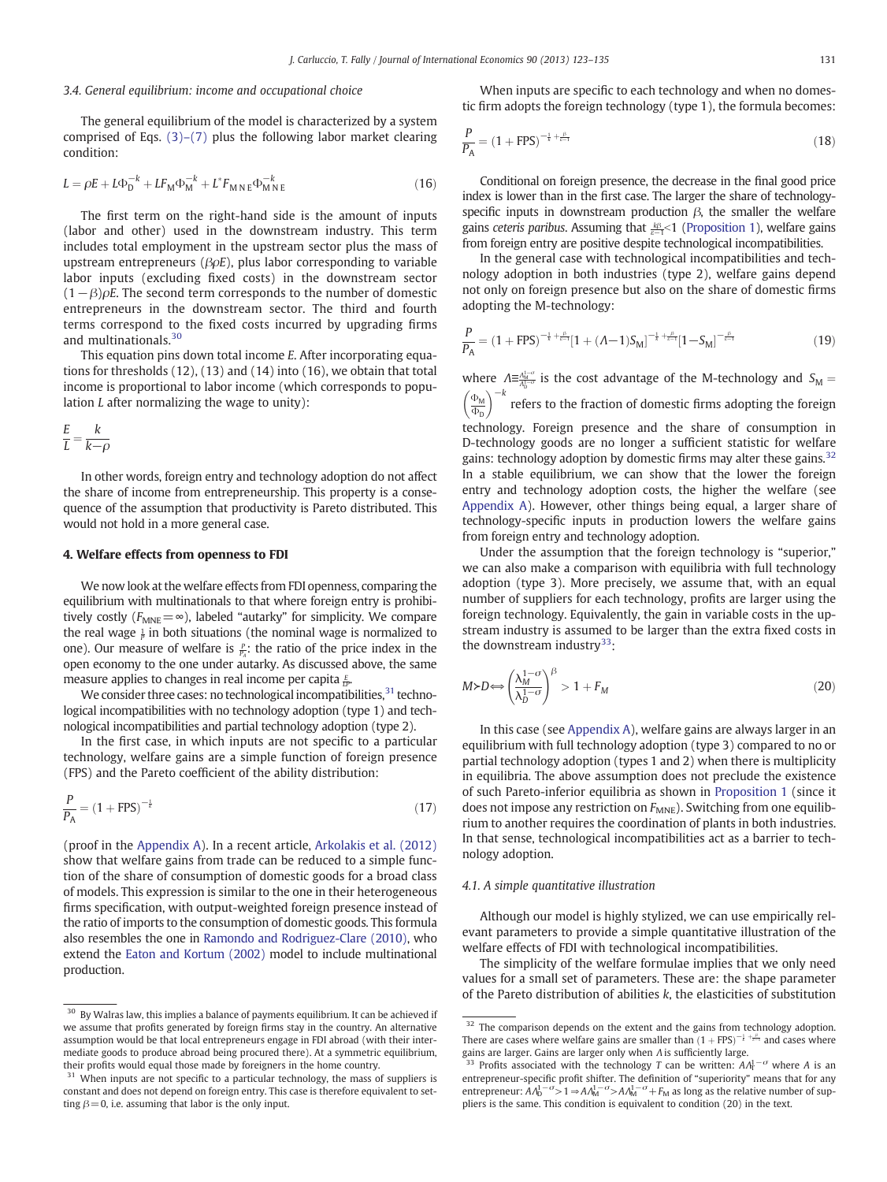### 3.4. General equilibrium: income and occupational choice

The general equilibrium of the model is characterized by a system comprised of Eqs. (3)–(7) plus the following labor market clearing condition:

$$L = \rho E + L\Phi_D^{-k} + LF_M\Phi_M^{-k} + L^*F_{MNE}\Phi_{MNE}^{-k} \tag{16}$$

The first term on the right-hand side is the amount of inputs (labor and other) used in the downstream industry. This term includes total employment in the upstream sector plus the mass of upstream entrepreneurs ($\beta\rho E$), plus labor corresponding to variable labor inputs (excluding fixed costs) in the downstream sector $(1-\beta)\rho E$. The second term corresponds to the number of domestic entrepreneurs in the downstream sector. The third and fourth terms correspond to the fixed costs incurred by upgrading firms and multinationals.[30]

This equation pins down total income $E$. After incorporating equations for thresholds (12), (13) and (14) into (16), we obtain that total income is proportional to labor income (which corresponds to population $L$ after normalizing the wage to unity):

$$\frac{E}{L} = \frac{k}{k-\rho}$$

In other words, foreign entry and technology adoption do not affect the share of income from entrepreneurship. This property is a consequence of the assumption that productivity is Pareto distributed. This would not hold in a more general case.

## 4. Welfare effects from openness to FDI

We now look at the welfare effects from FDI openness, comparing the equilibrium with multinationals to that where foreign entry is prohibitively costly ($F_{MNE}=\infty$), labeled "autarky" for simplicity. We compare the real wage $\frac{1}{P}$ in both situations (the nominal wage is normalized to one). Our measure of welfare is $\frac{P}{P_A}$: the ratio of the price index in the open economy to the one under autarky. As discussed above, the same measure applies to changes in real income per capita $\frac{E}{LP}$.

We consider three cases: no technological incompatibilities,[31] technological incompatibilities with no technology adoption (type 1) and technological incompatibilities and partial technology adoption (type 2).

In the first case, in which inputs are not specific to a particular technology, welfare gains are a simple function of foreign presence (FPS) and the Pareto coefficient of the ability distribution:

$$\frac{P}{P_A} = (1+\text{FPS})^{-\frac{1}{k}} \tag{17}$$

(proof in the Appendix A). In a recent article, Arkolakis et al. (2012) show that welfare gains from trade can be reduced to a simple function of the share of consumption of domestic goods for a broad class of models. This expression is similar to the one in their heterogeneous firms specification, with output-weighted foreign presence instead of the ratio of imports to the consumption of domestic goods. This formula also resembles the one in Ramondo and Rodriguez-Clare (2010), who extend the Eaton and Kortum (2002) model to include multinational production.

When inputs are specific to each technology and when no domestic firm adopts the foreign technology (type 1), the formula becomes:

$$\frac{P}{P_A} = (1+\text{FPS})^{-\frac{1}{k}+\frac{\beta}{\varepsilon-1}} \tag{18}$$

Conditional on foreign presence, the decrease in the final good price index is lower than in the first case. The larger the share of technology-specific inputs in downstream production $\beta$, the smaller the welfare gains *ceteris paribus*. Assuming that $\frac{k\beta}{\varepsilon-1}<1$ (Proposition 1), welfare gains from foreign entry are positive despite technological incompatibilities.

In the general case with technological incompatibilities and technology adoption in both industries (type 2), welfare gains depend not only on foreign presence but also on the share of domestic firms adopting the M-technology:

$$\frac{P}{P_A} = (1+\text{FPS})^{-\frac{1}{k}+\frac{\beta}{\varepsilon-1}}[1+(\Lambda-1)S_M]^{-\frac{1}{k}+\frac{\beta}{\varepsilon-1}}[1-S_M]^{-\frac{\beta}{\varepsilon-1}} \tag{19}$$

where $\Lambda \equiv \frac{\lambda_M^{1-\sigma}}{\lambda_D^{1-\sigma}}$ is the cost advantage of the M-technology and $S_M = \left(\frac{\Phi_M}{\Phi_D}\right)^{-k}$ refers to the fraction of domestic firms adopting the foreign technology. Foreign presence and the share of consumption in D-technology goods are no longer a sufficient statistic for welfare gains: technology adoption by domestic firms may alter these gains.[32] In a stable equilibrium, we can show that the lower the foreign entry and technology adoption costs, the higher the welfare (see Appendix A). However, other things being equal, a larger share of technology-specific inputs in production lowers the welfare gains from foreign entry and technology adoption.

Under the assumption that the foreign technology is "superior," we can also make a comparison with equilibria with full technology adoption (type 3). More precisely, we assume that, with an equal number of suppliers for each technology, profits are larger using the foreign technology. Equivalently, the gain in variable costs in the upstream industry is assumed to be larger than the extra fixed costs in the downstream industry[33]:

$$M \succ D \Leftrightarrow \left(\frac{\lambda_M^{1-\sigma}}{\lambda_D^{1-\sigma}}\right)^{\beta} > 1 + F_M \tag{20}$$

In this case (see Appendix A), welfare gains are always larger in an equilibrium with full technology adoption (type 3) compared to no or partial technology adoption (types 1 and 2) when there is multiplicity in equilibria. The above assumption does not preclude the existence of such Pareto-inferior equilibria as shown in Proposition 1 (since it does not impose any restriction on $F_{MNE}$). Switching from one equilibrium to another requires the coordination of plants in both industries. In that sense, technological incompatibilities act as a barrier to technology adoption.

### 4.1. A simple quantitative illustration

Although our model is highly stylized, we can use empirically relevant parameters to provide a simple quantitative illustration of the welfare effects of FDI with technological incompatibilities.

The simplicity of the welfare formulae implies that we only need values for a small set of parameters. These are: the shape parameter of the Pareto distribution of abilities $k$, the elasticities of substitution

---

[30] By Walras law, this implies a balance of payments equilibrium. It can be achieved if we assume that profits generated by foreign firms stay in the country. An alternative assumption would be that local entrepreneurs engage in FDI abroad (with their intermediate goods to produce abroad being procured there). At a symmetric equilibrium, their profits would equal those made by foreigners in the home country.

[31] When inputs are not specific to a particular technology, the mass of suppliers is constant and does not depend on foreign entry. This case is therefore equivalent to setting $\beta=0$, i.e. assuming that labor is the only input.

[32] The comparison depends on the extent and the gains from technology adoption. There are cases where welfare gains are smaller than $(1+\text{FPS})^{-\frac{1}{k}+\frac{\beta}{\varepsilon-1}}$ and cases where gains are larger. Gains are larger only when $\Lambda$ is sufficiently large.

[33] Profits associated with the technology $T$ can be written: $A\Lambda_T^{1-\sigma}$ where $A$ is an entrepreneur-specific profit shifter. The definition of "superiority" means that for any entrepreneur: $A\Lambda_D^{1-\sigma}>1 \Rightarrow A\Lambda_M^{1-\sigma}>A\Lambda_M^{1-\sigma}+F_M$ as long as the relative number of suppliers is the same. This condition is equivalent to condition (20) in the text.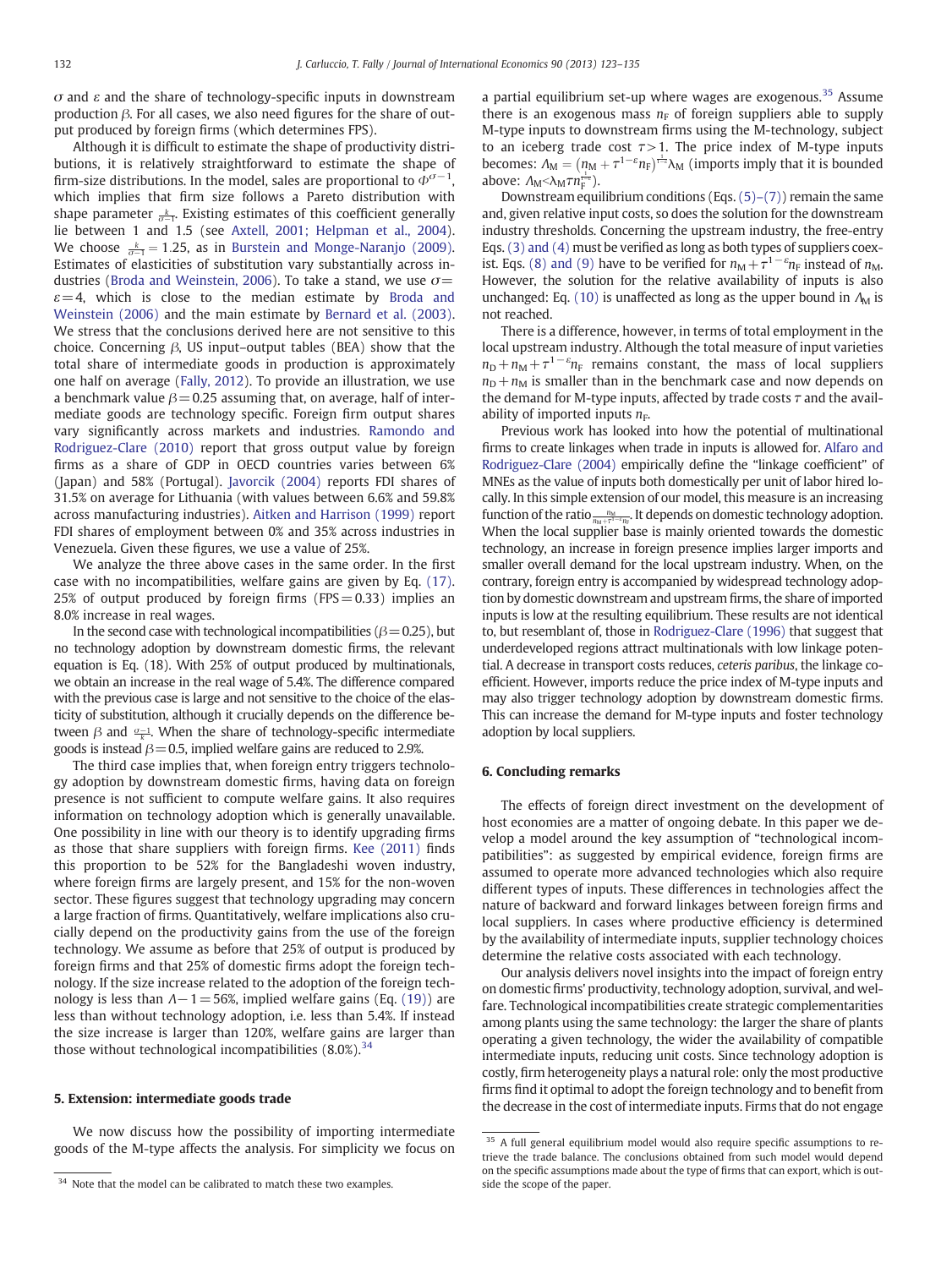$\sigma$ and $\varepsilon$ and the share of technology-specific inputs in downstream production $\beta$. For all cases, we also need figures for the share of output produced by foreign firms (which determines FPS).

Although it is difficult to estimate the shape of productivity distributions, it is relatively straightforward to estimate the shape of firm-size distributions. In the model, sales are proportional to $\Phi^{\sigma-1}$, which implies that firm size follows a Pareto distribution with shape parameter $\frac{k}{\sigma-1}$. Existing estimates of this coefficient generally lie between 1 and 1.5 (see Axtell, 2001; Helpman et al., 2004). We choose $\frac{k}{\sigma-1} = 1.25$, as in Burstein and Monge-Naranjo (2009). Estimates of elasticities of substitution vary substantially across industries (Broda and Weinstein, 2006). To take a stand, we use $\sigma = \varepsilon = 4$, which is close to the median estimate by Broda and Weinstein (2006) and the main estimate by Bernard et al. (2003). We stress that the conclusions derived here are not sensitive to this choice. Concerning $\beta$, US input–output tables (BEA) show that the total share of intermediate goods in production is approximately one half on average (Fally, 2012). To provide an illustration, we use a benchmark value $\beta = 0.25$ assuming that, on average, half of intermediate goods are technology specific. Foreign firm output shares vary significantly across markets and industries. Ramondo and Rodriguez-Clare (2010) report that gross output value by foreign firms as a share of GDP in OECD countries varies between 6% (Japan) and 58% (Portugal). Javorcik (2004) reports FDI shares of 31.5% on average for Lithuania (with values between 6.6% and 59.8% across manufacturing industries). Aitken and Harrison (1999) report FDI shares of employment between 0% and 35% across industries in Venezuela. Given these figures, we use a value of 25%.

We analyze the three above cases in the same order. In the first case with no incompatibilities, welfare gains are given by Eq. (17). 25% of output produced by foreign firms (FPS = 0.33) implies an 8.0% increase in real wages.

In the second case with technological incompatibilities ($\beta = 0.25$), but no technology adoption by downstream domestic firms, the relevant equation is Eq. (18). With 25% of output produced by multinationals, we obtain an increase in the real wage of 5.4%. The difference compared with the previous case is large and not sensitive to the choice of the elasticity of substitution, although it crucially depends on the difference between $\beta$ and $\frac{\sigma-1}{k}$. When the share of technology-specific intermediate goods is instead $\beta = 0.5$, implied welfare gains are reduced to 2.9%.

The third case implies that, when foreign entry triggers technology adoption by downstream domestic firms, having data on foreign presence is not sufficient to compute welfare gains. It also requires information on technology adoption which is generally unavailable. One possibility in line with our theory is to identify upgrading firms as those that share suppliers with foreign firms. Kee (2011) finds this proportion to be 52% for the Bangladeshi woven industry, where foreign firms are largely present, and 15% for the non-woven sector. These figures suggest that technology upgrading may concern a large fraction of firms. Quantitatively, welfare implications also crucially depend on the productivity gains from the use of the foreign technology. We assume as before that 25% of output is produced by foreign firms and that 25% of domestic firms adopt the foreign technology. If the size increase related to the adoption of the foreign technology is less than $\Lambda - 1 = 56\%$, implied welfare gains (Eq. (19)) are less than without technology adoption, i.e. less than 5.4%. If instead the size increase is larger than 120%, welfare gains are larger than those without technological incompatibilities (8.0%).[34]

## 5. Extension: intermediate goods trade

We now discuss how the possibility of importing intermediate goods of the M-type affects the analysis. For simplicity we focus on a partial equilibrium set-up where wages are exogenous.[35] Assume there is an exogenous mass $n_F$ of foreign suppliers able to supply M-type inputs to downstream firms using the M-technology, subject to an iceberg trade cost $\tau > 1$. The price index of M-type inputs becomes: $\Lambda_M = (n_M + \tau^{1-\varepsilon} n_F)^{\frac{1}{1-\varepsilon}} \lambda_M$ (imports imply that it is bounded above: $\Lambda_M < \lambda_M \tau n_F^{\frac{1}{1-\varepsilon}}$).

Downstream equilibrium conditions (Eqs. (5)–(7)) remain the same and, given relative input costs, so does the solution for the downstream industry thresholds. Concerning the upstream industry, the free-entry Eqs. (3) and (4) must be verified as long as both types of suppliers coexist. Eqs. (8) and (9) have to be verified for $n_M + \tau^{1-\varepsilon} n_F$ instead of $n_M$. However, the solution for the relative availability of inputs is also unchanged: Eq. (10) is unaffected as long as the upper bound in $\Lambda_M$ is not reached.

There is a difference, however, in terms of total employment in the local upstream industry. Although the total measure of input varieties $n_D + n_M + \tau^{1-\varepsilon} n_F$ remains constant, the mass of local suppliers $n_D + n_M$ is smaller than in the benchmark case and now depends on the demand for M-type inputs, affected by trade costs $\tau$ and the availability of imported inputs $n_F$.

Previous work has looked into how the potential of multinational firms to create linkages when trade in inputs is allowed for. Alfaro and Rodriguez-Clare (2004) empirically define the "linkage coefficient" of MNEs as the value of inputs both domestically per unit of labor hired locally. In this simple extension of our model, this measure is an increasing function of the ratio $\frac{n_M}{n_M + \tau^{1-\varepsilon} n_F}$. It depends on domestic technology adoption. When the local supplier base is mainly oriented towards the domestic technology, an increase in foreign presence implies larger imports and smaller overall demand for the local upstream industry. When, on the contrary, foreign entry is accompanied by widespread technology adoption by domestic downstream and upstream firms, the share of imported inputs is low at the resulting equilibrium. These results are not identical to, but resemblant of, those in Rodriguez-Clare (1996) that suggest that underdeveloped regions attract multinationals with low linkage potential. A decrease in transport costs reduces, *ceteris paribus*, the linkage coefficient. However, imports reduce the price index of M-type inputs and may also trigger technology adoption by downstream domestic firms. This can increase the demand for M-type inputs and foster technology adoption by local suppliers.

## 6. Concluding remarks

The effects of foreign direct investment on the development of host economies are a matter of ongoing debate. In this paper we develop a model around the key assumption of "technological incompatibilities": as suggested by empirical evidence, foreign firms are assumed to operate more advanced technologies which also require different types of inputs. These differences in technologies affect the nature of backward and forward linkages between foreign firms and local suppliers. In cases where productive efficiency is determined by the availability of intermediate inputs, supplier technology choices determine the relative costs associated with each technology.

Our analysis delivers novel insights into the impact of foreign entry on domestic firms' productivity, technology adoption, survival, and welfare. Technological incompatibilities create strategic complementarities among plants using the same technology: the larger the share of plants operating a given technology, the wider the availability of compatible intermediate inputs, reducing unit costs. Since technology adoption is costly, firm heterogeneity plays a natural role: only the most productive firms find it optimal to adopt the foreign technology and to benefit from the decrease in the cost of intermediate inputs. Firms that do not engage

[34] Note that the model can be calibrated to match these two examples.

[35] A full general equilibrium model would also require specific assumptions to retrieve the trade balance. The conclusions obtained from such model would depend on the specific assumptions made about the type of firms that can export, which is outside the scope of the paper.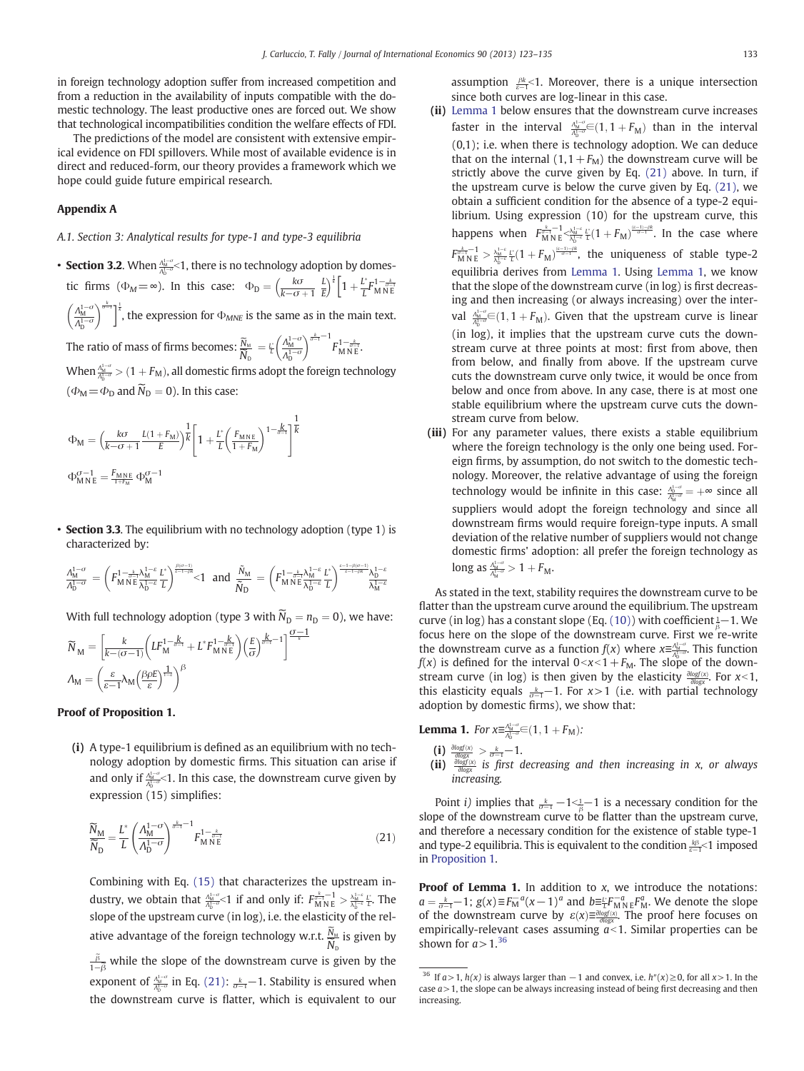in foreign technology adoption suffer from increased competition and from a reduction in the availability of inputs compatible with the domestic technology. The least productive ones are forced out. We show that technological incompatibilities condition the welfare effects of FDI.

The predictions of the model are consistent with extensive empirical evidence on FDI spillovers. While most of available evidence is in direct and reduced-form, our theory provides a framework which we hope could guide future empirical research.

## Appendix A

### A.1. Section 3: Analytical results for type-1 and type-3 equilibria

- **Section 3.2**. When $\frac{\Lambda_M^{1-\sigma}}{\Lambda_D^{1-\sigma}}<1$, there is no technology adoption by domestic firms ($\Phi_M=\infty$). In this case: $\Phi_D = \left(\frac{k\sigma}{k-\sigma+1}\frac{L}{E}\right)^{\frac{1}{k}}\left[1+\frac{L^*}{L}F_{MNE}^{1-\frac{k}{\sigma-1}}\left(\frac{\Lambda_M^{1-\sigma}}{\Lambda_D^{1-\sigma}}\right)^{\frac{k}{\sigma-1}}\right]^{\frac{1}{k}}$, the expression for $\Phi_{MNE}$ is the same as in the main text.

  The ratio of mass of firms becomes: $\frac{\widetilde{N}_M}{\widetilde{N}_D}=\frac{L^*}{L}\left(\frac{\Lambda_M^{1-\sigma}}{\Lambda_D^{1-\sigma}}\right)^{\frac{k}{\sigma-1}-1}F_{MNE}^{1-\frac{k}{\sigma-1}}$.

  When $\frac{\Lambda_M^{1-\sigma}}{\Lambda_D^{1-\sigma}}>(1+F_M)$, all domestic firms adopt the foreign technology ($\Phi_M=\Phi_D$ and $\widetilde{N}_D=0$). In this case:

$$\Phi_M=\left(\frac{k\sigma}{k-\sigma+1}\frac{L(1+F_M)}{E}\right)^{\frac{1}{k}}\left[1+\frac{L^*}{L}\left(\frac{F_{MNE}}{1+F_M}\right)^{1-\frac{k}{\sigma-1}}\right]^{\frac{1}{k}}$$

$$\Phi_{MNE}^{\sigma-1}=\frac{F_{MNE}}{1+F_M}\Phi_M^{\sigma-1}$$

- **Section 3.3**. The equilibrium with no technology adoption (type 1) is characterized by:

$$\frac{\Lambda_M^{1-\sigma}}{\Lambda_D^{1-\sigma}}=\left(F_{MNE}^{1-\frac{k}{\sigma-1}}\frac{\lambda_M^{1-\varepsilon}}{\lambda_D^{1-\varepsilon}}\frac{L^*}{L}\right)^{\frac{\beta(\sigma-1)}{\varepsilon-1-\beta k}}<1 \text{ and } \frac{\tilde{N}_M}{\tilde{N}_D}=\left(F_{MNE}^{1-\frac{k}{\sigma-1}}\frac{\lambda_M^{1-\varepsilon}}{\lambda_D^{1-\varepsilon}}\frac{L^*}{L}\right)^{\frac{\varepsilon-1-\beta(\sigma-1)}{\varepsilon-1-\beta k}}\frac{\lambda_D^{1-\varepsilon}}{\lambda_M^{1-\varepsilon}}$$

  With full technology adoption (type 3 with $\widetilde{N}_D=n_D=0$), we have:

$$\widetilde{N}_M=\left[\frac{k}{k-(\sigma-1)}\left(LF_M^{1-\frac{k}{\sigma-1}}+L^*F_{MNE}^{1-\frac{k}{\sigma-1}}\right)\left(\frac{E}{\sigma}\right)^{\frac{k}{\sigma-1}-1}\right]^{\frac{\sigma-1}{k}}$$

$$\Lambda_M=\left(\frac{\varepsilon}{\varepsilon-1}\lambda_M\left(\frac{\beta\rho E}{\varepsilon}\right)^{\frac{1}{1-\varepsilon}}\right)^{\beta}$$

**Proof of Proposition 1.**

**(i)** A type-1 equilibrium is defined as an equilibrium with no technology adoption by domestic firms. This situation can arise if and only if $\frac{\Lambda_M^{1-\sigma}}{\Lambda_D^{1-\sigma}}<1$. In this case, the downstream curve given by expression (15) simplifies:

$$\frac{\widetilde{N}_M}{\widetilde{N}_D}=\frac{L^*}{L}\left(\frac{\Lambda_M^{1-\sigma}}{\Lambda_D^{1-\sigma}}\right)^{\frac{k}{\sigma-1}-1}F_{MNE}^{1-\frac{k}{\sigma-1}} \tag{21}$$

Combining with Eq. (15) that characterizes the upstream industry, we obtain that $\frac{\Lambda_M^{1-\sigma}}{\Lambda_D^{1-\sigma}}<1$ if and only if: $F_{MNE}^{\frac{k}{\sigma-1}-1}>\frac{\lambda_M^{1-\varepsilon}}{\lambda_D^{1-\varepsilon}}\frac{L^*}{L}$. The slope of the upstream curve (in log), i.e. the elasticity of the relative advantage of the foreign technology w.r.t. $\frac{\widetilde{N}_M}{\widetilde{N}_D}$ is given by $\frac{\widetilde{\beta}}{1-\widetilde{\beta}}$ while the slope of the downstream curve is given by the exponent of $\frac{\Lambda_M^{1-\sigma}}{\Lambda_D^{1-\sigma}}$ in Eq. (21): $\frac{k}{\sigma-1}-1$. Stability is ensured when the downstream curve is flatter, which is equivalent to our assumption $\frac{\beta k}{\varepsilon-1}<1$. Moreover, there is a unique intersection since both curves are log-linear in this case.

**(ii)** Lemma 1 below ensures that the downstream curve increases faster in the interval $\frac{\Lambda_M^{1-\sigma}}{\Lambda_D^{1-\sigma}}\in(1,1+F_M)$ than in the interval $(0,1)$; i.e. when there is technology adoption. We can deduce that on the internal $(1,1+F_M)$ the downstream curve will be strictly above the curve given by Eq. (21) above. In turn, if the upstream curve is below the curve given by Eq. (21), we obtain a sufficient condition for the absence of a type-2 equilibrium. Using expression (10) for the upstream curve, this happens when $F_{MNE}^{\frac{k}{\sigma-1}-1}<\frac{\lambda_M^{1-\varepsilon}}{\lambda_D^{1-\varepsilon}}\frac{L^*}{L}(1+F_M)^{\frac{(\varepsilon-1)-\beta k}{\sigma-1}}$. In the case where $F_{MNE}^{\frac{k}{\sigma-1}-1}>\frac{\lambda_M^{1-\varepsilon}}{\lambda_D^{1-\varepsilon}}\frac{L^*}{L}(1+F_M)^{\frac{(\varepsilon-1)-\beta k}{\sigma-1}}$, the uniqueness of stable type-2 equilibria derives from Lemma 1. Using Lemma 1, we know that the slope of the downstream curve (in log) is first decreasing and then increasing (or always increasing) over the interval $\frac{\Lambda_M^{1-\sigma}}{\Lambda_D^{1-\sigma}}\in(1,1+F_M)$. Given that the upstream curve is linear (in log), it implies that the upstream curve cuts the downstream curve at three points at most: first from above, then from below, and finally from above. If the upstream curve cuts the downstream curve only twice, it would be once from below and once from above. In any case, there is at most one stable equilibrium where the upstream curve cuts the downstream curve from below.

**(iii)** For any parameter values, there exists a stable equilibrium where the foreign technology is the only one being used. Foreign firms, by assumption, do not switch to the domestic technology. Moreover, the relative advantage of using the foreign technology would be infinite in this case: $\frac{\Lambda_D^{1-\sigma}}{\Lambda_M^{1-\sigma}}=+\infty$ since all suppliers would adopt the foreign technology and since all downstream firms would require foreign-type inputs. A small deviation of the relative number of suppliers would not change domestic firms' adoption: all prefer the foreign technology as long as $\frac{\Lambda_M^{1-\sigma}}{\Lambda_M^{1-\sigma}}>1+F_M$.

As stated in the text, stability requires the downstream curve to be flatter than the upstream curve around the equilibrium. The upstream curve (in log) has a constant slope (Eq. (10)) with coefficient $\frac{1}{\beta}-1$. We focus here on the slope of the downstream curve. First we re-write the downstream curve as a function $f(x)$ where $x\equiv\frac{\Lambda_M^{1-\sigma}}{\Lambda_D^{1-\sigma}}$. This function $f(x)$ is defined for the interval $0<x<1+F_M$. The slope of the downstream curve (in log) is then given by the elasticity $\frac{\partial \log f(x)}{\partial \log x}$. For $x<1$, this elasticity equals $\frac{k}{\sigma-1}-1$. For $x>1$ (i.e. with partial technology adoption by domestic firms), we show that:

**Lemma 1.** *For* $x\equiv\frac{\Lambda_M^{1-\sigma}}{\Lambda_D^{1-\sigma}}\in(1,1+F_M)$:

**(i)** $\frac{\partial \log f(x)}{\partial \log x}>\frac{k}{\sigma-1}-1$.

**(ii)** $\frac{\partial \log f(x)}{\partial \log x}$ *is first decreasing and then increasing in x, or always increasing.*

Point *i)* implies that $\frac{k}{\sigma-1}-1<\frac{1}{\beta}-1$ is a necessary condition for the slope of the downstream curve to be flatter than the upstream curve, and therefore a necessary condition for the existence of stable type-1 and type-2 equilibria. This is equivalent to the condition $\frac{k\beta}{\varepsilon-1}<1$ imposed in Proposition 1.

**Proof of Lemma 1.** In addition to $x$, we introduce the notations: $a=\frac{k}{\sigma-1}-1$; $g(x)\equiv F_M^{-a}(x-1)^a$ and $b\equiv\frac{L^*}{L}F_{MNE}^{-a}F_M^a$. We denote the slope of the downstream curve by $\varepsilon(x)\equiv\frac{\partial \log f(x)}{\partial \log x}$. The proof here focuses on empirically-relevant cases assuming $a<1$. Similar properties can be shown for $a>1$.[36]

[36] If $a>1$, $h(x)$ is always larger than $-1$ and convex, i.e. $h''(x)\geq 0$, for all $x>1$. In the case $a>1$, the slope can be always increasing instead of being first decreasing and then increasing.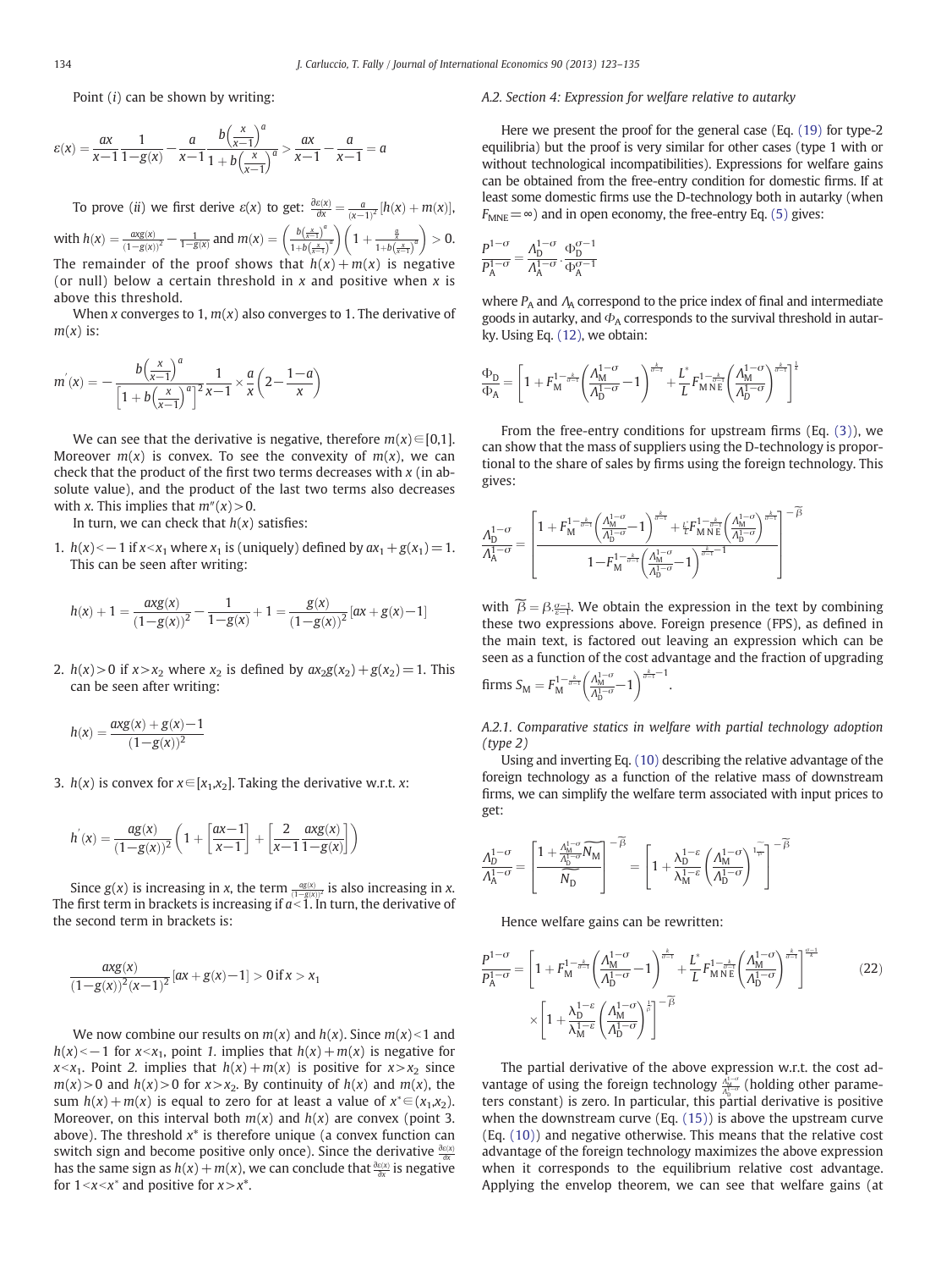Point (*i*) can be shown by writing:

$$\varepsilon(x) = \frac{ax}{x-1}\frac{1}{1-g(x)} - \frac{a}{x-1}\frac{b\left(\frac{x}{x-1}\right)^a}{1+b\left(\frac{x}{x-1}\right)^a} > \frac{ax}{x-1} - \frac{a}{x-1} = a$$

To prove (*ii*) we first derive $\varepsilon(x)$ to get: $\frac{\partial\varepsilon(x)}{dx} = \frac{a}{(x-1)^2}[h(x) + m(x)]$, with $h(x) = \frac{axg(x)}{(1-g(x))^2} - \frac{1}{1-g(x)}$ and $m(x) = \left(\frac{b\left(\frac{x}{x-1}\right)^a}{1+b\left(\frac{x}{x-1}\right)^a}\right)\left(1 + \frac{\frac{a}{x}}{1+b\left(\frac{x}{x-1}\right)^a}\right) > 0$. The remainder of the proof shows that $h(x) + m(x)$ is negative (or null) below a certain threshold in $x$ and positive when $x$ is above this threshold.

When $x$ converges to 1, $m(x)$ also converges to 1. The derivative of $m(x)$ is:

$$m'(x) = -\frac{b\left(\frac{x}{x-1}\right)^a}{\left[1+b\left(\frac{x}{x-1}\right)^a\right]^2}\frac{1}{x-1} \times \frac{a}{x}\left(2 - \frac{1-a}{x}\right)$$

We can see that the derivative is negative, therefore $m(x) \in [0,1]$. Moreover $m(x)$ is convex. To see the convexity of $m(x)$, we can check that the product of the first two terms decreases with $x$ (in absolute value), and the product of the last two terms also decreases with $x$. This implies that $m''(x) > 0$.

In turn, we can check that $h(x)$ satisfies:

1. $h(x) < -1$ if $x < x_1$ where $x_1$ is (uniquely) defined by $ax_1 + g(x_1) = 1$. This can be seen after writing:

$$h(x) + 1 = \frac{axg(x)}{(1-g(x))^2} - \frac{1}{1-g(x)} + 1 = \frac{g(x)}{(1-g(x))^2}[ax + g(x) - 1]$$

2. $h(x) > 0$ if $x > x_2$ where $x_2$ is defined by $ax_2g(x_2) + g(x_2) = 1$. This can be seen after writing:

$$h(x) = \frac{axg(x) + g(x) - 1}{(1-g(x))^2}$$

3. $h(x)$ is convex for $x \in [x_1, x_2]$. Taking the derivative w.r.t. $x$:

$$h'(x) = \frac{ag(x)}{(1-g(x))^2}\left(1 + \left[\frac{ax-1}{x-1}\right] + \left[\frac{2}{x-1}\frac{axg(x)}{1-g(x)}\right]\right)$$

Since $g(x)$ is increasing in $x$, the term $\frac{ag(x)}{(1-g(x))^2}$ is also increasing in $x$. The first term in brackets is increasing if $a < 1$. In turn, the derivative of the second term in brackets is:

$$\frac{axg(x)}{(1-g(x))^2(x-1)^2}[ax + g(x) - 1] > 0 \text{ if } x > x_1$$

We now combine our results on $m(x)$ and $h(x)$. Since $m(x) < 1$ and $h(x) < -1$ for $x < x_1$, point *1.* implies that $h(x) + m(x)$ is negative for $x < x_1$. Point *2.* implies that $h(x) + m(x)$ is positive for $x > x_2$ since $m(x) > 0$ and $h(x) > 0$ for $x > x_2$. By continuity of $h(x)$ and $m(x)$, the sum $h(x) + m(x)$ is equal to zero for at least a value of $x^* \in (x_1, x_2)$. Moreover, on this interval both $m(x)$ and $h(x)$ are convex (point 3. above). The threshold $x^*$ is therefore unique (a convex function can switch sign and become positive only once). Since the derivative $\frac{\partial\varepsilon(x)}{dx}$ has the same sign as $h(x) + m(x)$, we can conclude that $\frac{\partial\varepsilon(x)}{dx}$ is negative for $1 < x < x^*$ and positive for $x > x^*$.

### A.2. Section 4: Expression for welfare relative to autarky

Here we present the proof for the general case (Eq. (19) for type-2 equilibria) but the proof is very similar for other cases (type 1 with or without technological incompatibilities). Expressions for welfare gains can be obtained from the free-entry condition for domestic firms. If at least some domestic firms use the D-technology both in autarky (when $F_{MNE} = \infty$) and in open economy, the free-entry Eq. (5) gives:

$$\frac{P^{1-\sigma}}{P_A^{1-\sigma}} = \frac{\Lambda_D^{1-\sigma}}{\Lambda_A^{1-\sigma}} \cdot \frac{\Phi_D^{\sigma-1}}{\Phi_A^{\sigma-1}}$$

where $P_A$ and $\Lambda_A$ correspond to the price index of final and intermediate goods in autarky, and $\Phi_A$ corresponds to the survival threshold in autarky. Using Eq. (12), we obtain:

$$\frac{\Phi_D}{\Phi_A} = \left[1 + F_M^{1-\frac{k}{\sigma-1}}\left(\frac{\Lambda_M^{1-\sigma}}{\Lambda_D^{1-\sigma}} - 1\right)^{\frac{k}{\sigma-1}} + \frac{L^*}{L}F_{MNE}^{1-\frac{k}{\sigma-1}}\left(\frac{\Lambda_M^{1-\sigma}}{\Lambda_D^{1-\sigma}}\right)^{\frac{k}{\sigma-1}}\right]^{\frac{1}{k}}$$

From the free-entry conditions for upstream firms (Eq. (3)), we can show that the mass of suppliers using the D-technology is proportional to the share of sales by firms using the foreign technology. This gives:

$$\frac{\Lambda_D^{1-\sigma}}{\Lambda_A^{1-\sigma}} = \left[\frac{1 + F_M^{1-\frac{k}{\sigma-1}}\left(\frac{\Lambda_M^{1-\sigma}}{\Lambda_D^{1-\sigma}} - 1\right)^{\frac{k}{\sigma-1}} + \frac{L^*}{L}F_{MNE}^{1-\frac{k}{\sigma-1}}\left(\frac{\Lambda_M^{1-\sigma}}{\Lambda_D^{1-\sigma}}\right)^{\frac{k}{\sigma-1}}}{1 - F_M^{1-\frac{k}{\sigma-1}}\left(\frac{\Lambda_M^{1-\sigma}}{\Lambda_D^{1-\sigma}} - 1\right)^{\frac{k}{\sigma-1}-1}}\right]^{-\widetilde{\beta}}$$

with $\widetilde{\beta} = \beta.\frac{\sigma-1}{\varepsilon-1}$. We obtain the expression in the text by combining these two expressions above. Foreign presence (FPS), as defined in the main text, is factored out leaving an expression which can be seen as a function of the cost advantage and the fraction of upgrading firms $S_M = F_M^{1-\frac{k}{\sigma-1}}\left(\frac{\Lambda_M^{1-\sigma}}{\Lambda_D^{1-\sigma}} - 1\right)^{\frac{k}{\sigma-1}-1}$.

#### A.2.1. Comparative statics in welfare with partial technology adoption (type 2)

Using and inverting Eq. (10) describing the relative advantage of the foreign technology as a function of the relative mass of downstream firms, we can simplify the welfare term associated with input prices to get:

$$\frac{\Lambda_D^{1-\sigma}}{\Lambda_A^{1-\sigma}} = \left[\frac{1 + \frac{\Lambda_M^{1-\sigma}}{\Lambda_D^{1-\sigma}}\widetilde{N_M}}{\widetilde{N_D}}\right]^{-\widetilde{\beta}} = \left[1 + \frac{\lambda_D^{1-\varepsilon}}{\lambda_M^{1-\varepsilon}}\left(\frac{\Lambda_M^{1-\sigma}}{\Lambda_D^{1-\sigma}}\right)^{\frac{1}{\widetilde{\beta}}}\right]^{-\widetilde{\beta}}$$

Hence welfare gains can be rewritten:

$$\frac{P^{1-\sigma}}{P_A^{1-\sigma}} = \left[1 + F_M^{1-\frac{k}{\sigma-1}}\left(\frac{\Lambda_M^{1-\sigma}}{\Lambda_D^{1-\sigma}} - 1\right)^{\frac{k}{\sigma-1}} + \frac{L^*}{L}F_{MNE}^{1-\frac{k}{\sigma-1}}\left(\frac{\Lambda_M^{1-\sigma}}{\Lambda_D^{1-\sigma}}\right)^{\frac{k}{\sigma-1}}\right]^{\frac{\sigma-1}{k}} \times \left[1 + \frac{\lambda_D^{1-\varepsilon}}{\lambda_M^{1-\varepsilon}}\left(\frac{\Lambda_M^{1-\sigma}}{\Lambda_D^{1-\sigma}}\right)^{\frac{1}{\beta}}\right]^{-\widetilde{\beta}} \tag{22}$$

The partial derivative of the above expression w.r.t. the cost advantage of using the foreign technology $\frac{\Lambda_M^{1-\sigma}}{\Lambda_D^{1-\sigma}}$ (holding other parameters constant) is zero. In particular, this partial derivative is positive when the downstream curve (Eq. (15)) is above the upstream curve (Eq. (10)) and negative otherwise. This means that the relative cost advantage of the foreign technology maximizes the above expression when it corresponds to the equilibrium relative cost advantage. Applying the envelop theorem, we can see that welfare gains (at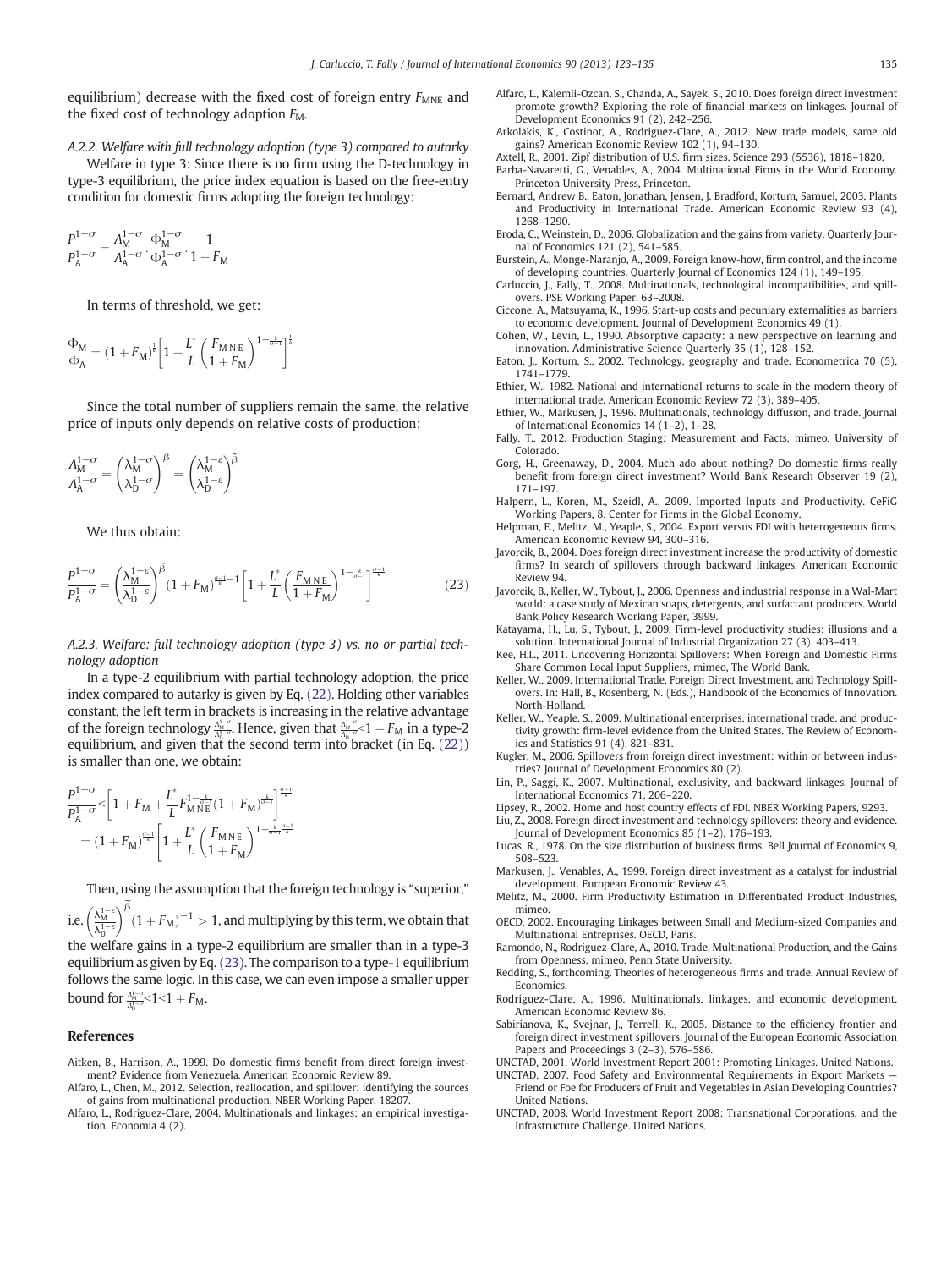equilibrium) decrease with the fixed cost of foreign entry $F_{\text{MNE}}$ and the fixed cost of technology adoption $F_{\text{M}}$.

*A.2.2. Welfare with full technology adoption (type 3) compared to autarky*

Welfare in type 3: Since there is no firm using the D-technology in type-3 equilibrium, the price index equation is based on the free-entry condition for domestic firms adopting the foreign technology:

$$\frac{P^{1-\sigma}}{P_{\text{A}}^{1-\sigma}} = \frac{\Lambda_{\text{M}}^{1-\sigma}}{\Lambda_{\text{A}}^{1-\sigma}} \cdot \frac{\Phi_{\text{M}}^{1-\sigma}}{\Phi_{\text{A}}^{1-\sigma}} \cdot \frac{1}{1+F_{\text{M}}}$$

In terms of threshold, we get:

$$\frac{\Phi_{\text{M}}}{\Phi_{\text{A}}} = (1+F_{\text{M}})^{\frac{1}{k}} \left[1 + \frac{L^*}{L}\left(\frac{F_{\text{MNE}}}{1+F_{\text{M}}}\right)^{1-\frac{k}{\sigma-1}}\right]^{\frac{1}{k}}$$

Since the total number of suppliers remain the same, the relative price of inputs only depends on relative costs of production:

$$\frac{\Lambda_{\text{M}}^{1-\sigma}}{\Lambda_{\text{A}}^{1-\sigma}} = \left(\frac{\lambda_{\text{M}}^{1-\sigma}}{\lambda_{\text{D}}^{1-\sigma}}\right)^{\beta} = \left(\frac{\lambda_{\text{M}}^{1-\varepsilon}}{\lambda_{\text{D}}^{1-\varepsilon}}\right)^{\tilde{\beta}}$$

We thus obtain:

$$\frac{P^{1-\sigma}}{P_{\text{A}}^{1-\sigma}} = \left(\frac{\lambda_{\text{M}}^{1-\varepsilon}}{\lambda_{\text{D}}^{1-\varepsilon}}\right)^{\tilde{\beta}} (1+F_{\text{M}})^{\frac{\sigma-1}{k}-1} \left[1 + \frac{L^*}{L}\left(\frac{F_{\text{MNE}}}{1+F_{\text{M}}}\right)^{1-\frac{k}{\sigma-1}}\right]^{\frac{\sigma-1}{k}} \tag{23}$$

*A.2.3. Welfare: full technology adoption (type 3) vs. no or partial technology adoption*

In a type-2 equilibrium with partial technology adoption, the price index compared to autarky is given by Eq. (22). Holding other variables constant, the left term in brackets is increasing in the relative advantage of the foreign technology $\frac{\Lambda_{\text{M}}^{1-\sigma}}{\Lambda_{\text{D}}^{1-\sigma}}$. Hence, given that $\frac{\Lambda_{\text{M}}^{1-\sigma}}{\Lambda_{\text{D}}^{1-\sigma}} < 1 + F_{\text{M}}$ in a type-2 equilibrium, and given that the second term into bracket (in Eq. (22)) is smaller than one, we obtain:

$$\begin{aligned}
\frac{P^{1-\sigma}}{P_{\text{A}}^{1-\sigma}} &< \left[1 + F_{\text{M}} + \frac{L^*}{L} F_{\text{MNE}}^{1-\frac{k}{\sigma-1}} (1+F_{\text{M}})^{\frac{k}{\sigma-1}}\right]^{\frac{\sigma-1}{k}} \\
&= (1+F_{\text{M}})^{\frac{\sigma-1}{k}} \left[1 + \frac{L^*}{L}\left(\frac{F_{\text{MNE}}}{1+F_{\text{M}}}\right)^{1-\frac{k}{\sigma-1}\frac{\sigma-1}{k}}\right]
\end{aligned}$$

Then, using the assumption that the foreign technology is "superior," i.e. $\left(\frac{\lambda_{\text{M}}^{1-\varepsilon}}{\lambda_{\text{D}}^{1-\varepsilon}}\right)^{\tilde{\beta}} (1+F_{\text{M}})^{-1} > 1$, and multiplying by this term, we obtain that the welfare gains in a type-2 equilibrium are smaller than in a type-3 equilibrium as given by Eq. (23). The comparison to a type-1 equilibrium follows the same logic. In this case, we can even impose a smaller upper bound for $\frac{\Lambda_{\text{M}}^{1-\sigma}}{\Lambda_{\text{D}}^{1-\sigma}} < 1 < 1 + F_{\text{M}}$.

## References

Aitken, B., Harrison, A., 1999. Do domestic firms benefit from direct foreign investment? Evidence from Venezuela. American Economic Review 89.

Alfaro, L., Chen, M., 2012. Selection, reallocation, and spillover: identifying the sources of gains from multinational production. NBER Working Paper, 18207.

Alfaro, L., Rodriguez-Clare, 2004. Multinationals and linkages: an empirical investigation. Economia 4 (2).

Alfaro, L., Kalemli-Ozcan, S., Chanda, A., Sayek, S., 2010. Does foreign direct investment promote growth? Exploring the role of financial markets on linkages. Journal of Development Economics 91 (2), 242–256.

Arkolakis, K., Costinot, A., Rodriguez-Clare, A., 2012. New trade models, same old gains? American Economic Review 102 (1), 94–130.

Axtell, R., 2001. Zipf distribution of U.S. firm sizes. Science 293 (5536), 1818–1820.

Barba-Navaretti, G., Venables, A., 2004. Multinational Firms in the World Economy. Princeton University Press, Princeton.

Bernard, Andrew B., Eaton, Jonathan, Jensen, J. Bradford, Kortum, Samuel, 2003. Plants and Productivity in International Trade. American Economic Review 93 (4), 1268–1290.

Broda, C., Weinstein, D., 2006. Globalization and the gains from variety. Quarterly Journal of Economics 121 (2), 541–585.

Burstein, A., Monge-Naranjo, A., 2009. Foreign know-how, firm control, and the income of developing countries. Quarterly Journal of Economics 124 (1), 149–195.

Carluccio, J., Fally, T., 2008. Multinationals, technological incompatibilities, and spillovers. PSE Working Paper, 63–2008.

Ciccone, A., Matsuyama, K., 1996. Start-up costs and pecuniary externalities as barriers to economic development. Journal of Development Economics 49 (1).

Cohen, W., Levin, L., 1990. Absorptive capacity: a new perspective on learning and innovation. Administrative Science Quarterly 35 (1), 128–152.

Eaton, J., Kortum, S., 2002. Technology, geography and trade. Econometrica 70 (5), 1741–1779.

Ethier, W., 1982. National and international returns to scale in the modern theory of international trade. American Economic Review 72 (3), 389–405.

Ethier, W., Markusen, J., 1996. Multinationals, technology diffusion, and trade. Journal of International Economics 14 (1–2), 1–28.

Fally, T., 2012. Production Staging: Measurement and Facts, mimeo, University of Colorado.

Gorg, H., Greenaway, D., 2004. Much ado about nothing? Do domestic firms really benefit from foreign direct investment? World Bank Research Observer 19 (2), 171–197.

Halpern, L., Koren, M., Szeidl, A., 2009. Imported Inputs and Productivity. CeFiG Working Papers, 8. Center for Firms in the Global Economy.

Helpman, E., Melitz, M., Yeaple, S., 2004. Export versus FDI with heterogeneous firms. American Economic Review 94, 300–316.

Javorcik, B., 2004. Does foreign direct investment increase the productivity of domestic firms? In search of spillovers through backward linkages. American Economic Review 94.

Javorcik, B., Keller, W., Tybout, J., 2006. Openness and industrial response in a Wal-Mart world: a case study of Mexican soaps, detergents, and surfactant producers. World Bank Policy Research Working Paper, 3999.

Katayama, H., Lu, S., Tybout, J., 2009. Firm-level productivity studies: illusions and a solution. International Journal of Industrial Organization 27 (3), 403–413.

Kee, H.L., 2011. Uncovering Horizontal Spillovers: When Foreign and Domestic Firms Share Common Local Input Suppliers, mimeo, The World Bank.

Keller, W., 2009. International Trade, Foreign Direct Investment, and Technology Spillovers. In: Hall, B., Rosenberg, N. (Eds.), Handbook of the Economics of Innovation. North-Holland.

Keller, W., Yeaple, S., 2009. Multinational enterprises, international trade, and productivity growth: firm-level evidence from the United States. The Review of Economics and Statistics 91 (4), 821–831.

Kugler, M., 2006. Spillovers from foreign direct investment: within or between industries? Journal of Development Economics 80 (2).

Lin, P., Saggi, K., 2007. Multinational, exclusivity, and backward linkages. Journal of International Economics 71, 206–220.

Lipsey, R., 2002. Home and host country effects of FDI. NBER Working Papers, 9293.

Liu, Z., 2008. Foreign direct investment and technology spillovers: theory and evidence. Journal of Development Economics 85 (1–2), 176–193.

Lucas, R., 1978. On the size distribution of business firms. Bell Journal of Economics 9, 508–523.

Markusen, J., Venables, A., 1999. Foreign direct investment as a catalyst for industrial development. European Economic Review 43.

Melitz, M., 2000. Firm Productivity Estimation in Differentiated Product Industries, mimeo.

OECD, 2002. Encouraging Linkages between Small and Medium-sized Companies and Multinational Entreprises. OECD, Paris.

Ramondo, N., Rodriguez-Clare, A., 2010. Trade, Multinational Production, and the Gains from Openness, mimeo, Penn State University.

Redding, S., forthcoming. Theories of heterogeneous firms and trade. Annual Review of Economics.

Rodriguez-Clare, A., 1996. Multinationals, linkages, and economic development. American Economic Review 86.

Sabirianova, K., Svejnar, J., Terrell, K., 2005. Distance to the efficiency frontier and foreign direct investment spillovers. Journal of the European Economic Association Papers and Proceedings 3 (2–3), 576–586.

UNCTAD, 2001. World Investment Report 2001: Promoting Linkages. United Nations.

UNCTAD, 2007. Food Safety and Environmental Requirements in Export Markets — Friend or Foe for Producers of Fruit and Vegetables in Asian Developing Countries? United Nations.

UNCTAD, 2008. World Investment Report 2008: Transnational Corporations, and the Infrastructure Challenge. United Nations.